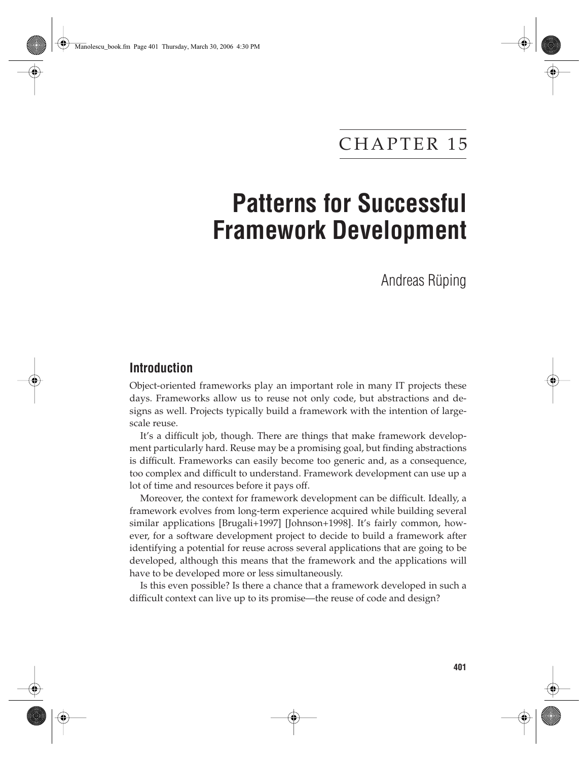# CHAPTER 15

# Patterns for Successful Framework Development

Andreas Rüping

## Introduction

Object-oriented frameworks play an important role in many IT projects these days. Frameworks allow us to reuse not only code, but abstractions and designs as well. Projects typically build a framework with the intention of large-scale reuse.

It's a difficult job, though. There are things that make framework development particularly hard. Reuse may be a promising goal, but finding abstractions is difficult. Frameworks can easily become too generic and, as a consequence, too complex and difficult to understand. Framework development can use up a lot of time and resources before it pays off.

Moreover, the context for framework development can be difficult. Ideally, a framework evolves from long-term experience acquired while building several similar applications [Brugali+1997] [Johnson+1998]. It's fairly common, however, for a software development project to decide to build a framework after identifying a potential for reuse across several applications that are going to be developed, although this means that the framework and the applications will have to be developed more or less simultaneously.

Is this even possible? Is there a chance that a framework developed in such a difficult context can live up to its promise—the reuse of code and design?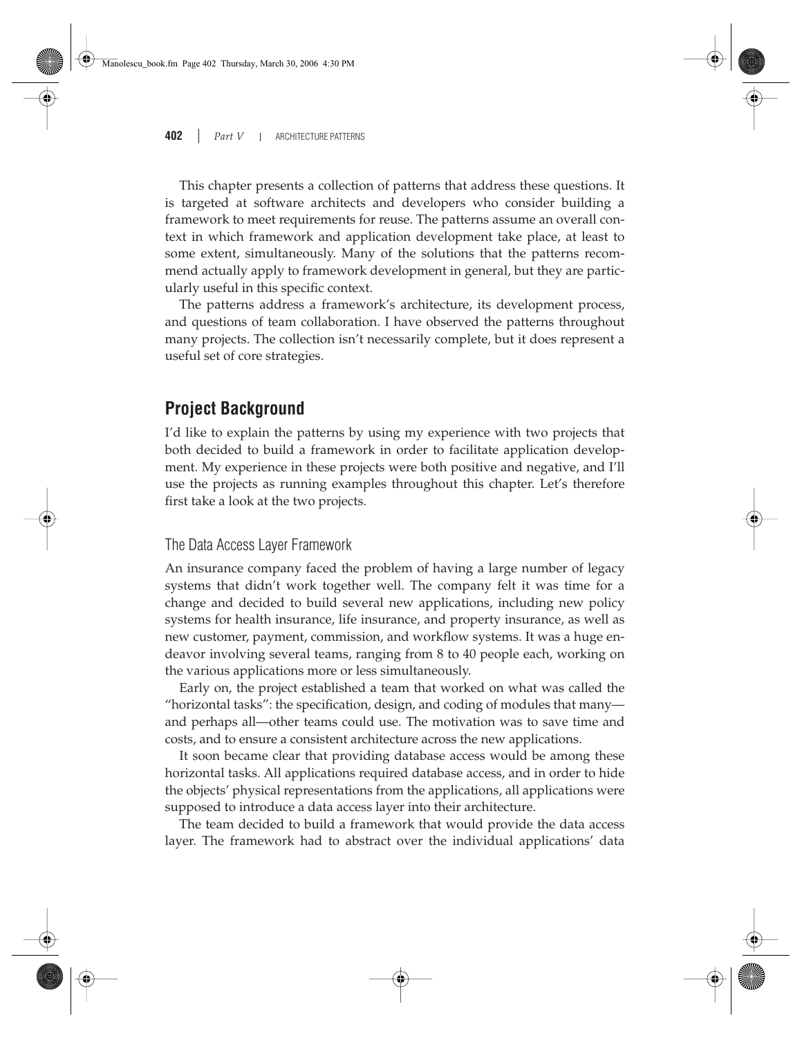This chapter presents a collection of patterns that address these questions. It is targeted at software architects and developers who consider building a framework to meet requirements for reuse. The patterns assume an overall context in which framework and application development take place, at least to some extent, simultaneously. Many of the solutions that the patterns recommend actually apply to framework development in general, but they are particularly useful in this specific context.

The patterns address a framework's architecture, its development process, and questions of team collaboration. I have observed the patterns throughout many projects. The collection isn't necessarily complete, but it does represent a useful set of core strategies.

## Project Background

I'd like to explain the patterns by using my experience with two projects that both decided to build a framework in order to facilitate application development. My experience in these projects were both positive and negative, and I'll use the projects as running examples throughout this chapter. Let's therefore first take a look at the two projects.

### The Data Access Layer Framework

An insurance company faced the problem of having a large number of legacy systems that didn't work together well. The company felt it was time for a change and decided to build several new applications, including new policy systems for health insurance, life insurance, and property insurance, as well as new customer, payment, commission, and workflow systems. It was a huge endeavor involving several teams, ranging from 8 to 40 people each, working on the various applications more or less simultaneously.

Early on, the project established a team that worked on what was called the "horizontal tasks": the specification, design, and coding of modules that many—and perhaps all—other teams could use. The motivation was to save time and costs, and to ensure a consistent architecture across the new applications.

It soon became clear that providing database access would be among these horizontal tasks. All applications required database access, and in order to hide the objects' physical representations from the applications, all applications were supposed to introduce a data access layer into their architecture.

The team decided to build a framework that would provide the data access layer. The framework had to abstract over the individual applications' data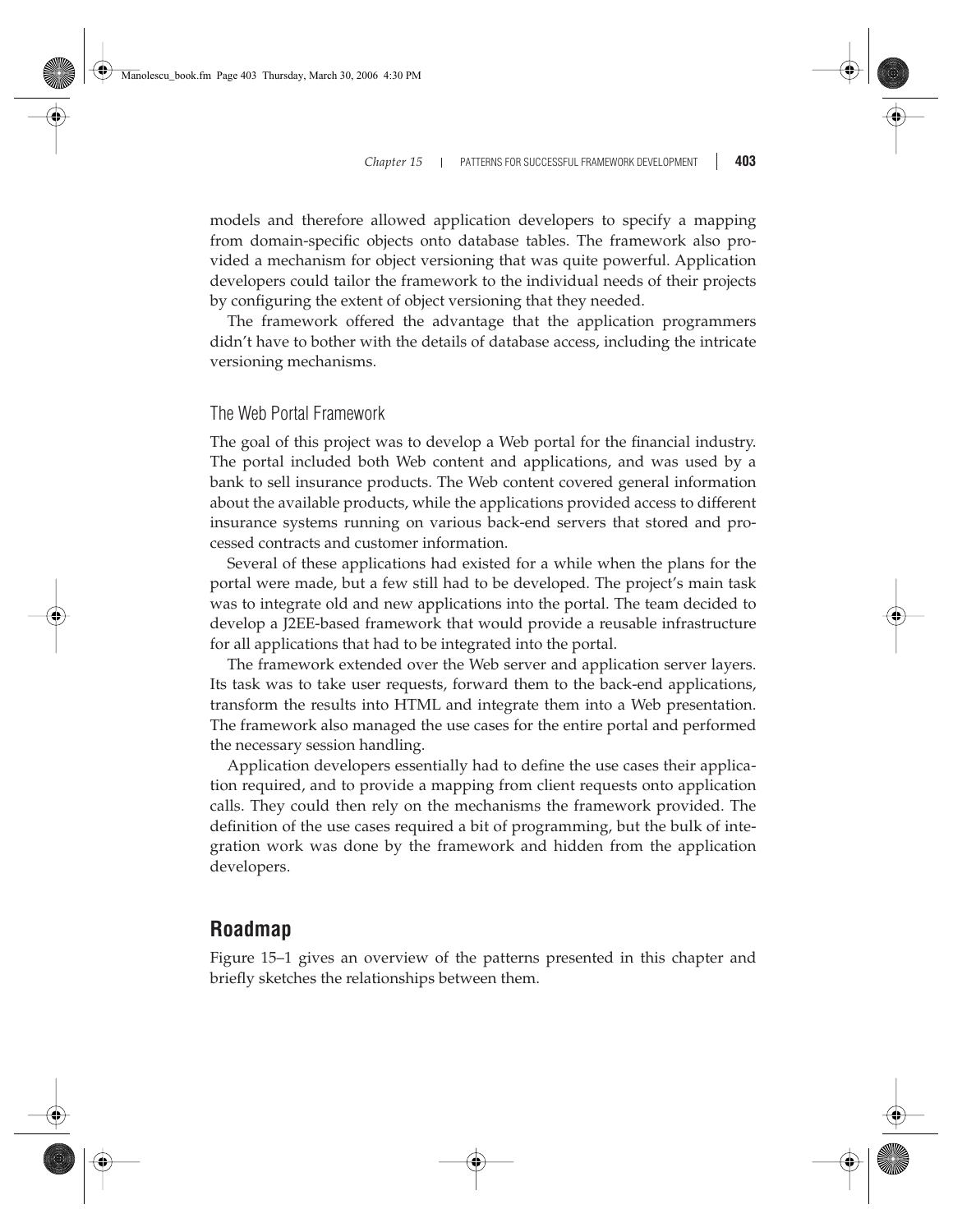models and therefore allowed application developers to specify a mapping from domain-specific objects onto database tables. The framework also provided a mechanism for object versioning that was quite powerful. Application developers could tailor the framework to the individual needs of their projects by configuring the extent of object versioning that they needed.

The framework offered the advantage that the application programmers didn't have to bother with the details of database access, including the intricate versioning mechanisms.

### The Web Portal Framework

The goal of this project was to develop a Web portal for the financial industry. The portal included both Web content and applications, and was used by a bank to sell insurance products. The Web content covered general information about the available products, while the applications provided access to different insurance systems running on various back-end servers that stored and processed contracts and customer information.

Several of these applications had existed for a while when the plans for the portal were made, but a few still had to be developed. The project's main task was to integrate old and new applications into the portal. The team decided to develop a J2EE-based framework that would provide a reusable infrastructure for all applications that had to be integrated into the portal.

The framework extended over the Web server and application server layers. Its task was to take user requests, forward them to the back-end applications, transform the results into HTML and integrate them into a Web presentation. The framework also managed the use cases for the entire portal and performed the necessary session handling.

Application developers essentially had to define the use cases their application required, and to provide a mapping from client requests onto application calls. They could then rely on the mechanisms the framework provided. The definition of the use cases required a bit of programming, but the bulk of integration work was done by the framework and hidden from the application developers.

## Roadmap

Figure 15–1 gives an overview of the patterns presented in this chapter and briefly sketches the relationships between them.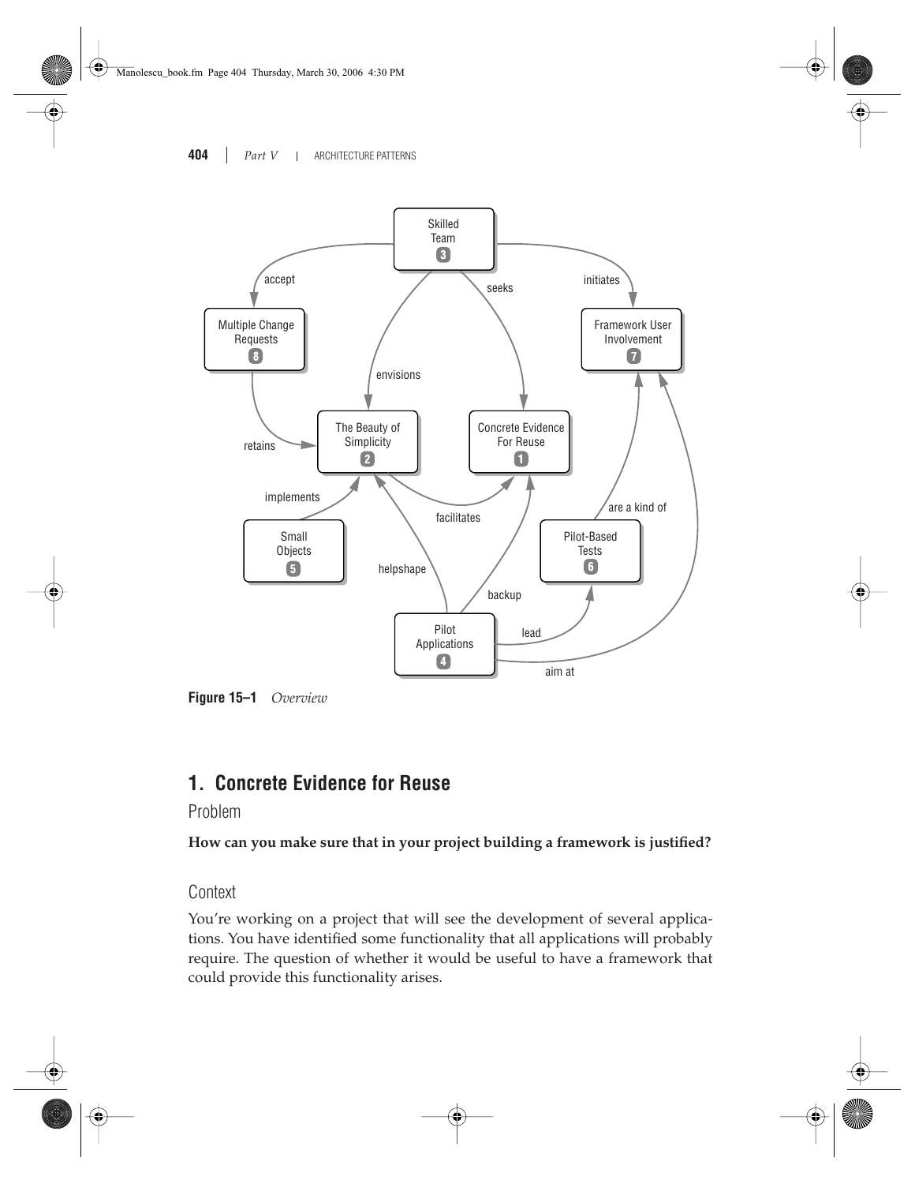Figure 15–1 *Overview*

## 1. Concrete Evidence for Reuse

### Problem

**How can you make sure that in your project building a framework is justified?**

### Context

You're working on a project that will see the development of several applications. You have identified some functionality that all applications will probably require. The question of whether it would be useful to have a framework that could provide this functionality arises.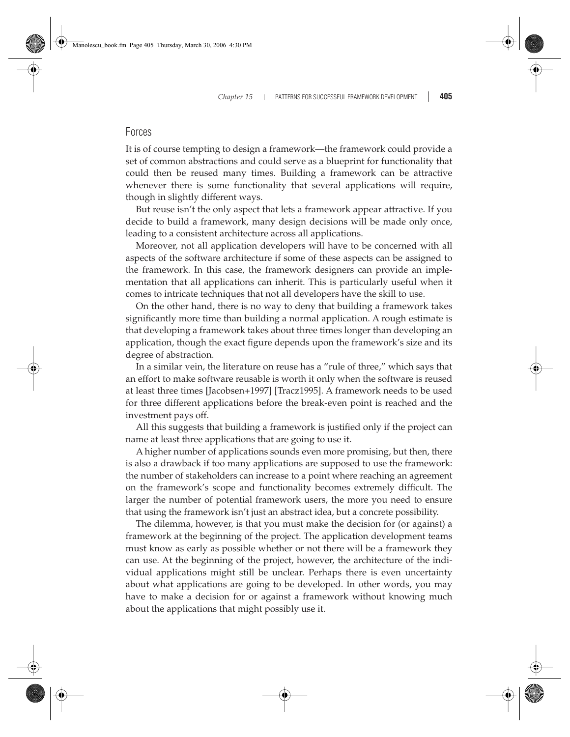## Forces

It is of course tempting to design a framework—the framework could provide a set of common abstractions and could serve as a blueprint for functionality that could then be reused many times. Building a framework can be attractive whenever there is some functionality that several applications will require, though in slightly different ways.

But reuse isn't the only aspect that lets a framework appear attractive. If you decide to build a framework, many design decisions will be made only once, leading to a consistent architecture across all applications.

Moreover, not all application developers will have to be concerned with all aspects of the software architecture if some of these aspects can be assigned to the framework. In this case, the framework designers can provide an implementation that all applications can inherit. This is particularly useful when it comes to intricate techniques that not all developers have the skill to use.

On the other hand, there is no way to deny that building a framework takes significantly more time than building a normal application. A rough estimate is that developing a framework takes about three times longer than developing an application, though the exact figure depends upon the framework's size and its degree of abstraction.

In a similar vein, the literature on reuse has a "rule of three," which says that an effort to make software reusable is worth it only when the software is reused at least three times [Jacobsen+1997] [Tracz1995]. A framework needs to be used for three different applications before the break-even point is reached and the investment pays off.

All this suggests that building a framework is justified only if the project can name at least three applications that are going to use it.

A higher number of applications sounds even more promising, but then, there is also a drawback if too many applications are supposed to use the framework: the number of stakeholders can increase to a point where reaching an agreement on the framework's scope and functionality becomes extremely difficult. The larger the number of potential framework users, the more you need to ensure that using the framework isn't just an abstract idea, but a concrete possibility.

The dilemma, however, is that you must make the decision for (or against) a framework at the beginning of the project. The application development teams must know as early as possible whether or not there will be a framework they can use. At the beginning of the project, however, the architecture of the individual applications might still be unclear. Perhaps there is even uncertainty about what applications are going to be developed. In other words, you may have to make a decision for or against a framework without knowing much about the applications that might possibly use it.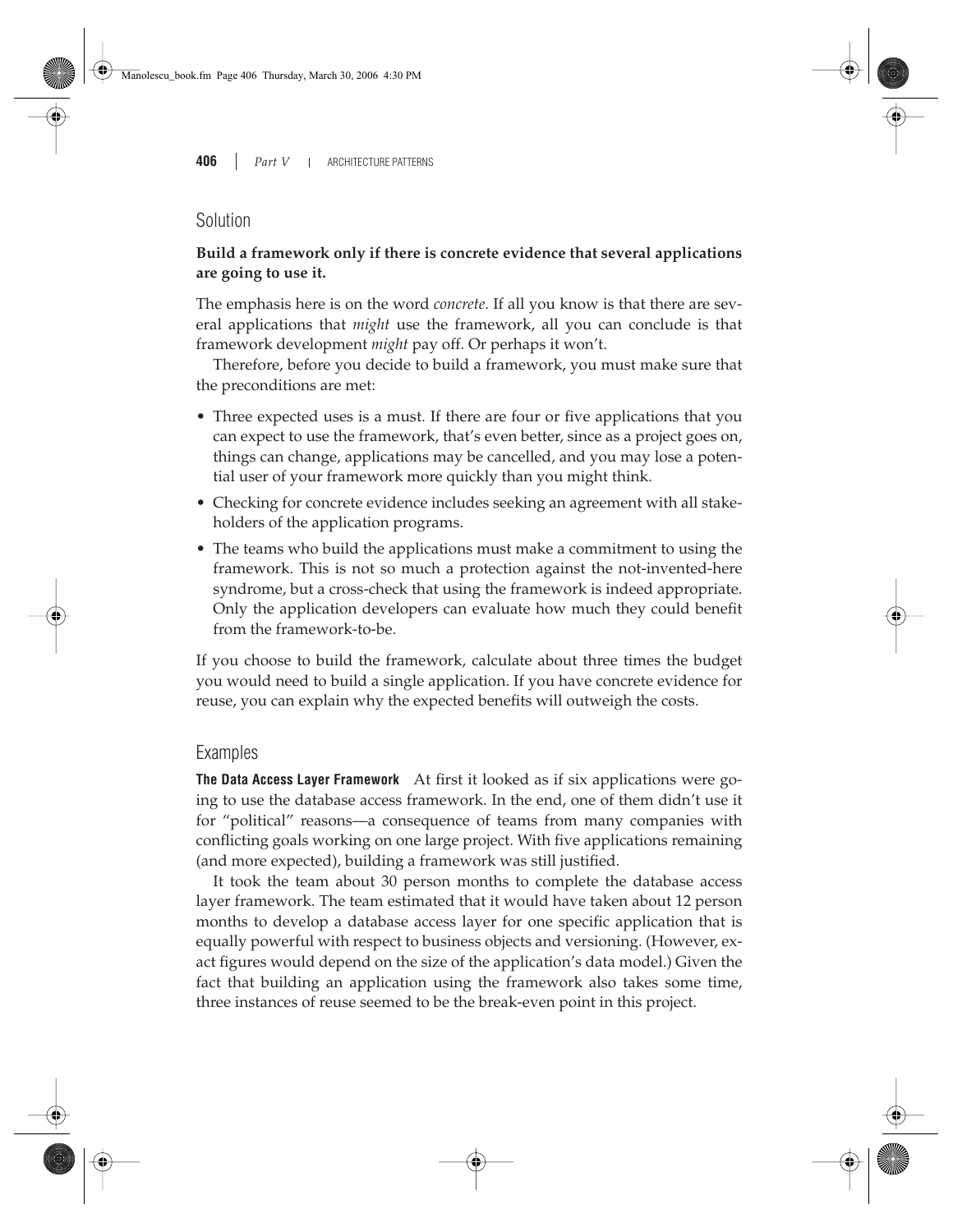## Solution

**Build a framework only if there is concrete evidence that several applications are going to use it.**

The emphasis here is on the word *concrete*. If all you know is that there are several applications that *might* use the framework, all you can conclude is that framework development *might* pay off. Or perhaps it won't.

Therefore, before you decide to build a framework, you must make sure that the preconditions are met:

- Three expected uses is a must. If there are four or five applications that you can expect to use the framework, that's even better, since as a project goes on, things can change, applications may be cancelled, and you may lose a potential user of your framework more quickly than you might think.
- Checking for concrete evidence includes seeking an agreement with all stakeholders of the application programs.
- The teams who build the applications must make a commitment to using the framework. This is not so much a protection against the not-invented-here syndrome, but a cross-check that using the framework is indeed appropriate. Only the application developers can evaluate how much they could benefit from the framework-to-be.

If you choose to build the framework, calculate about three times the budget you would need to build a single application. If you have concrete evidence for reuse, you can explain why the expected benefits will outweigh the costs.

## Examples

**The Data Access Layer Framework** At first it looked as if six applications were going to use the database access framework. In the end, one of them didn't use it for "political" reasons—a consequence of teams from many companies with conflicting goals working on one large project. With five applications remaining (and more expected), building a framework was still justified.

It took the team about 30 person months to complete the database access layer framework. The team estimated that it would have taken about 12 person months to develop a database access layer for one specific application that is equally powerful with respect to business objects and versioning. (However, exact figures would depend on the size of the application's data model.) Given the fact that building an application using the framework also takes some time, three instances of reuse seemed to be the break-even point in this project.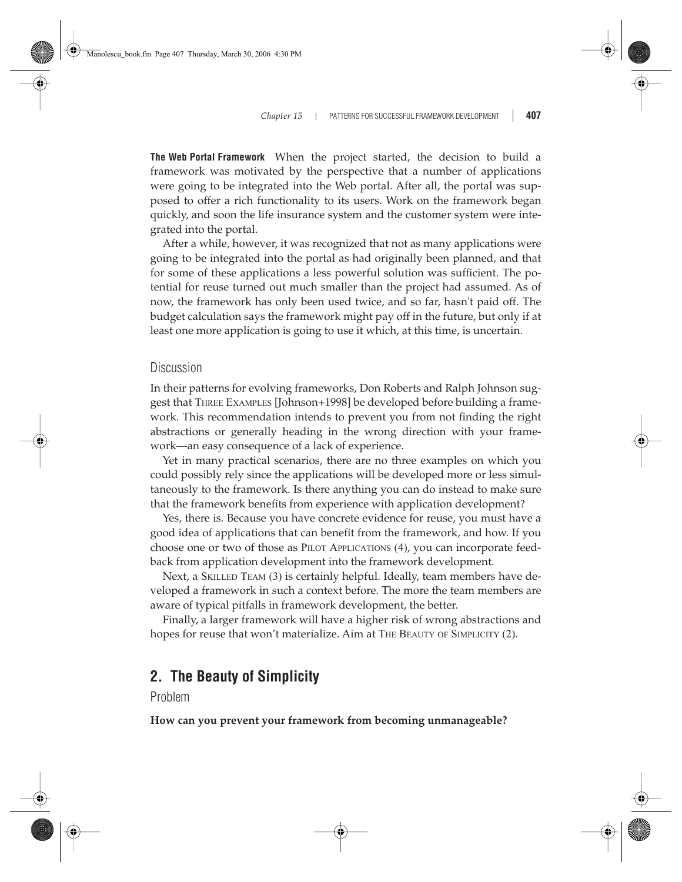**The Web Portal Framework** When the project started, the decision to build a framework was motivated by the perspective that a number of applications were going to be integrated into the Web portal. After all, the portal was supposed to offer a rich functionality to its users. Work on the framework began quickly, and soon the life insurance system and the customer system were integrated into the portal.

After a while, however, it was recognized that not as many applications were going to be integrated into the portal as had originally been planned, and that for some of these applications a less powerful solution was sufficient. The potential for reuse turned out much smaller than the project had assumed. As of now, the framework has only been used twice, and so far, hasn't paid off. The budget calculation says the framework might pay off in the future, but only if at least one more application is going to use it which, at this time, is uncertain.

### Discussion

In their patterns for evolving frameworks, Don Roberts and Ralph Johnson suggest that THREE EXAMPLES [Johnson+1998] be developed before building a framework. This recommendation intends to prevent you from not finding the right abstractions or generally heading in the wrong direction with your framework—an easy consequence of a lack of experience.

Yet in many practical scenarios, there are no three examples on which you could possibly rely since the applications will be developed more or less simultaneously to the framework. Is there anything you can do instead to make sure that the framework benefits from experience with application development?

Yes, there is. Because you have concrete evidence for reuse, you must have a good idea of applications that can benefit from the framework, and how. If you choose one or two of those as PILOT APPLICATIONS (4), you can incorporate feedback from application development into the framework development.

Next, a SKILLED TEAM (3) is certainly helpful. Ideally, team members have developed a framework in such a context before. The more the team members are aware of typical pitfalls in framework development, the better.

Finally, a larger framework will have a higher risk of wrong abstractions and hopes for reuse that won't materialize. Aim at THE BEAUTY OF SIMPLICITY (2).

## 2. The Beauty of Simplicity

### Problem

**How can you prevent your framework from becoming unmanageable?**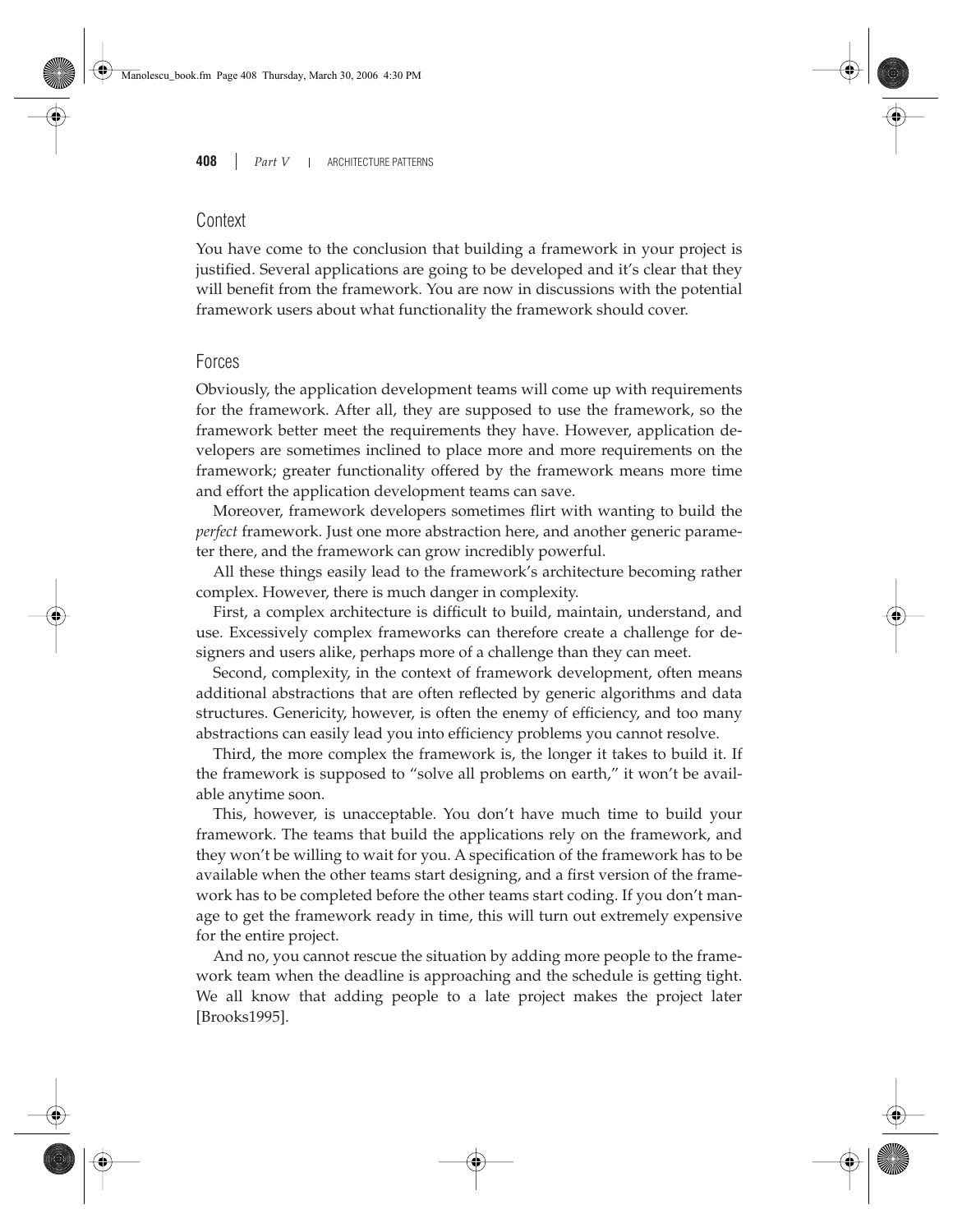## Context

You have come to the conclusion that building a framework in your project is justified. Several applications are going to be developed and it's clear that they will benefit from the framework. You are now in discussions with the potential framework users about what functionality the framework should cover.

## Forces

Obviously, the application development teams will come up with requirements for the framework. After all, they are supposed to use the framework, so the framework better meet the requirements they have. However, application developers are sometimes inclined to place more and more requirements on the framework; greater functionality offered by the framework means more time and effort the application development teams can save.

Moreover, framework developers sometimes flirt with wanting to build the *perfect* framework. Just one more abstraction here, and another generic parameter there, and the framework can grow incredibly powerful.

All these things easily lead to the framework's architecture becoming rather complex. However, there is much danger in complexity.

First, a complex architecture is difficult to build, maintain, understand, and use. Excessively complex frameworks can therefore create a challenge for designers and users alike, perhaps more of a challenge than they can meet.

Second, complexity, in the context of framework development, often means additional abstractions that are often reflected by generic algorithms and data structures. Genericity, however, is often the enemy of efficiency, and too many abstractions can easily lead you into efficiency problems you cannot resolve.

Third, the more complex the framework is, the longer it takes to build it. If the framework is supposed to "solve all problems on earth," it won't be available anytime soon.

This, however, is unacceptable. You don't have much time to build your framework. The teams that build the applications rely on the framework, and they won't be willing to wait for you. A specification of the framework has to be available when the other teams start designing, and a first version of the framework has to be completed before the other teams start coding. If you don't manage to get the framework ready in time, this will turn out extremely expensive for the entire project.

And no, you cannot rescue the situation by adding more people to the framework team when the deadline is approaching and the schedule is getting tight. We all know that adding people to a late project makes the project later [Brooks1995].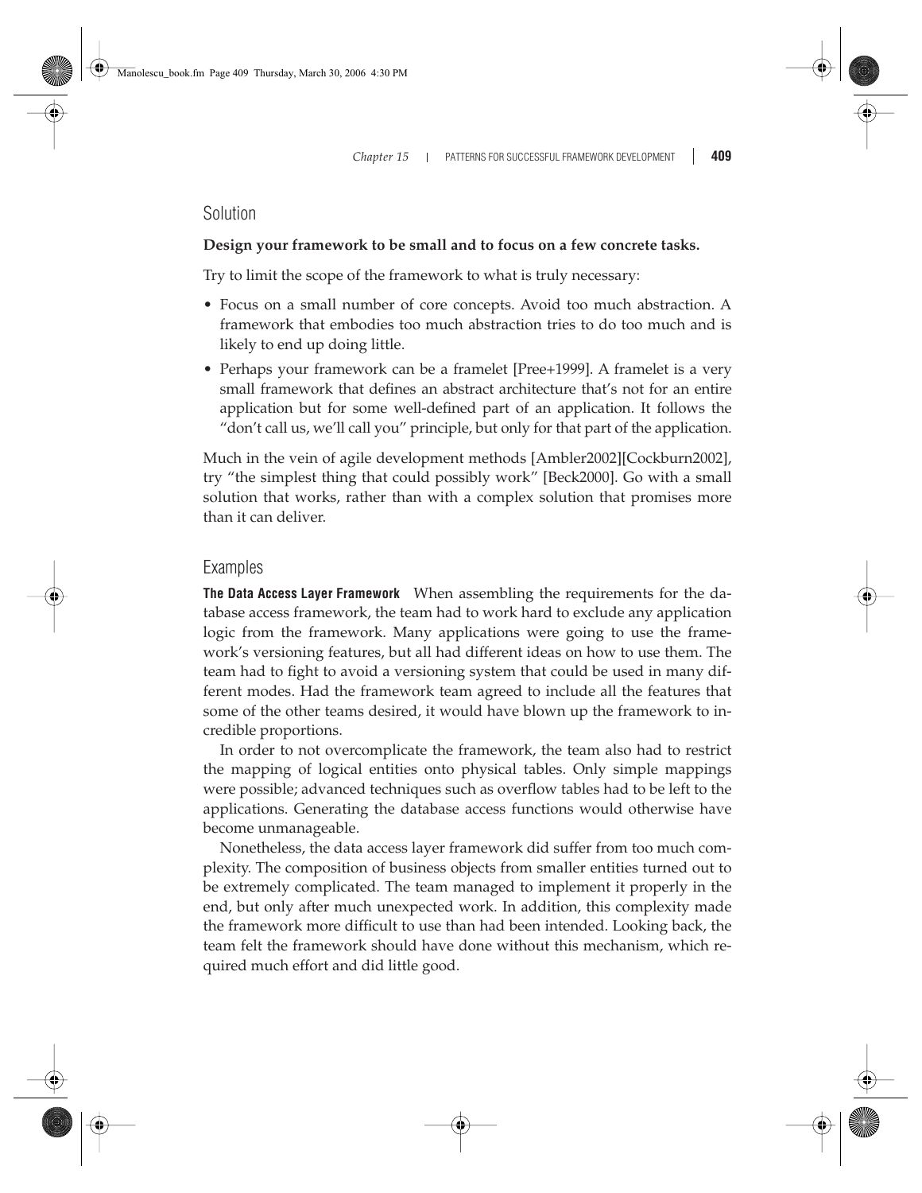## Solution

**Design your framework to be small and to focus on a few concrete tasks.**

Try to limit the scope of the framework to what is truly necessary:

- Focus on a small number of core concepts. Avoid too much abstraction. A framework that embodies too much abstraction tries to do too much and is likely to end up doing little.
- Perhaps your framework can be a framelet [Pree+1999]. A framelet is a very small framework that defines an abstract architecture that's not for an entire application but for some well-defined part of an application. It follows the "don't call us, we'll call you" principle, but only for that part of the application.

Much in the vein of agile development methods [Ambler2002][Cockburn2002], try "the simplest thing that could possibly work" [Beck2000]. Go with a small solution that works, rather than with a complex solution that promises more than it can deliver.

## Examples

**The Data Access Layer Framework** When assembling the requirements for the database access framework, the team had to work hard to exclude any application logic from the framework. Many applications were going to use the framework's versioning features, but all had different ideas on how to use them. The team had to fight to avoid a versioning system that could be used in many different modes. Had the framework team agreed to include all the features that some of the other teams desired, it would have blown up the framework to incredible proportions.

In order to not overcomplicate the framework, the team also had to restrict the mapping of logical entities onto physical tables. Only simple mappings were possible; advanced techniques such as overflow tables had to be left to the applications. Generating the database access functions would otherwise have become unmanageable.

Nonetheless, the data access layer framework did suffer from too much complexity. The composition of business objects from smaller entities turned out to be extremely complicated. The team managed to implement it properly in the end, but only after much unexpected work. In addition, this complexity made the framework more difficult to use than had been intended. Looking back, the team felt the framework should have done without this mechanism, which required much effort and did little good.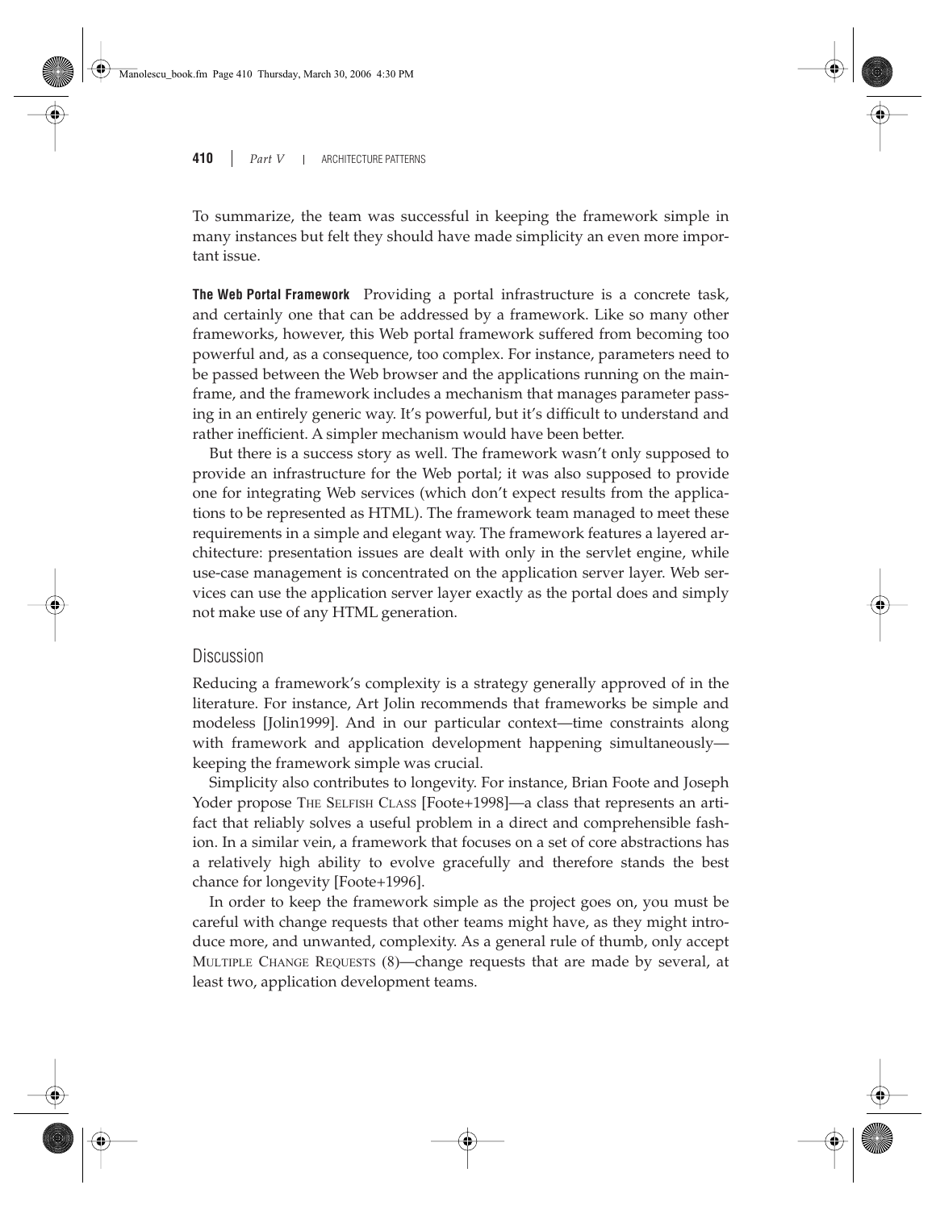To summarize, the team was successful in keeping the framework simple in many instances but felt they should have made simplicity an even more important issue.

**The Web Portal Framework** Providing a portal infrastructure is a concrete task, and certainly one that can be addressed by a framework. Like so many other frameworks, however, this Web portal framework suffered from becoming too powerful and, as a consequence, too complex. For instance, parameters need to be passed between the Web browser and the applications running on the mainframe, and the framework includes a mechanism that manages parameter passing in an entirely generic way. It's powerful, but it's difficult to understand and rather inefficient. A simpler mechanism would have been better.

But there is a success story as well. The framework wasn't only supposed to provide an infrastructure for the Web portal; it was also supposed to provide one for integrating Web services (which don't expect results from the applications to be represented as HTML). The framework team managed to meet these requirements in a simple and elegant way. The framework features a layered architecture: presentation issues are dealt with only in the servlet engine, while use-case management is concentrated on the application server layer. Web services can use the application server layer exactly as the portal does and simply not make use of any HTML generation.

## Discussion

Reducing a framework's complexity is a strategy generally approved of in the literature. For instance, Art Jolin recommends that frameworks be simple and modeless [Jolin1999]. And in our particular context—time constraints along with framework and application development happening simultaneously—keeping the framework simple was crucial.

Simplicity also contributes to longevity. For instance, Brian Foote and Joseph Yoder propose THE SELFISH CLASS [Foote+1998]—a class that represents an artifact that reliably solves a useful problem in a direct and comprehensible fashion. In a similar vein, a framework that focuses on a set of core abstractions has a relatively high ability to evolve gracefully and therefore stands the best chance for longevity [Foote+1996].

In order to keep the framework simple as the project goes on, you must be careful with change requests that other teams might have, as they might introduce more, and unwanted, complexity. As a general rule of thumb, only accept MULTIPLE CHANGE REQUESTS (8)—change requests that are made by several, at least two, application development teams.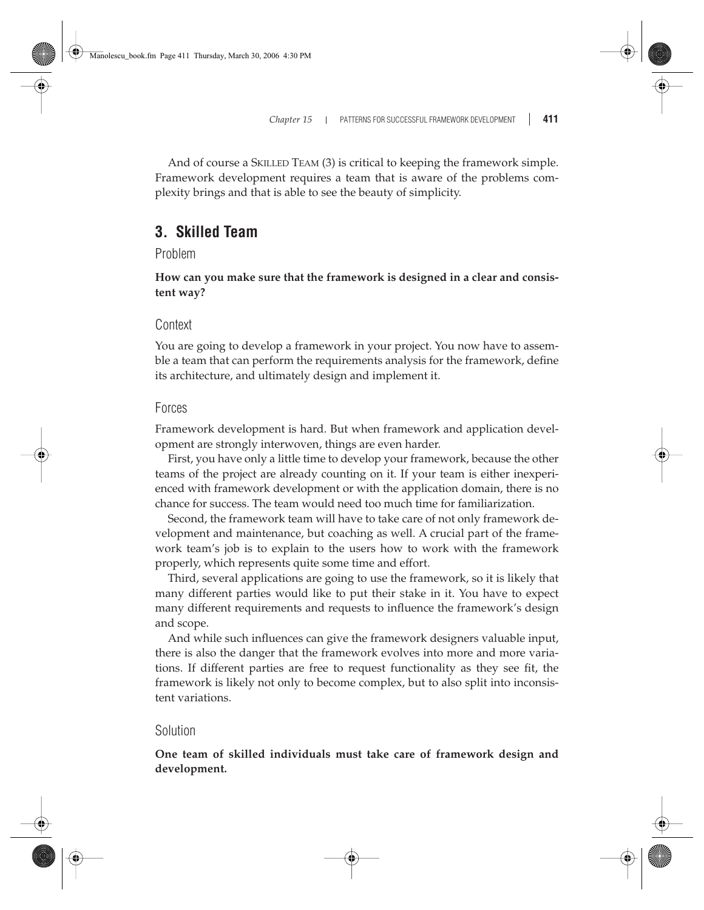And of course a SKILLED TEAM (3) is critical to keeping the framework simple. Framework development requires a team that is aware of the problems complexity brings and that is able to see the beauty of simplicity.

## 3. Skilled Team

### Problem

**How can you make sure that the framework is designed in a clear and consistent way?**

### Context

You are going to develop a framework in your project. You now have to assemble a team that can perform the requirements analysis for the framework, define its architecture, and ultimately design and implement it.

### Forces

Framework development is hard. But when framework and application development are strongly interwoven, things are even harder.

First, you have only a little time to develop your framework, because the other teams of the project are already counting on it. If your team is either inexperienced with framework development or with the application domain, there is no chance for success. The team would need too much time for familiarization.

Second, the framework team will have to take care of not only framework development and maintenance, but coaching as well. A crucial part of the framework team's job is to explain to the users how to work with the framework properly, which represents quite some time and effort.

Third, several applications are going to use the framework, so it is likely that many different parties would like to put their stake in it. You have to expect many different requirements and requests to influence the framework's design and scope.

And while such influences can give the framework designers valuable input, there is also the danger that the framework evolves into more and more variations. If different parties are free to request functionality as they see fit, the framework is likely not only to become complex, but to also split into inconsistent variations.

### Solution

**One team of skilled individuals must take care of framework design and development.**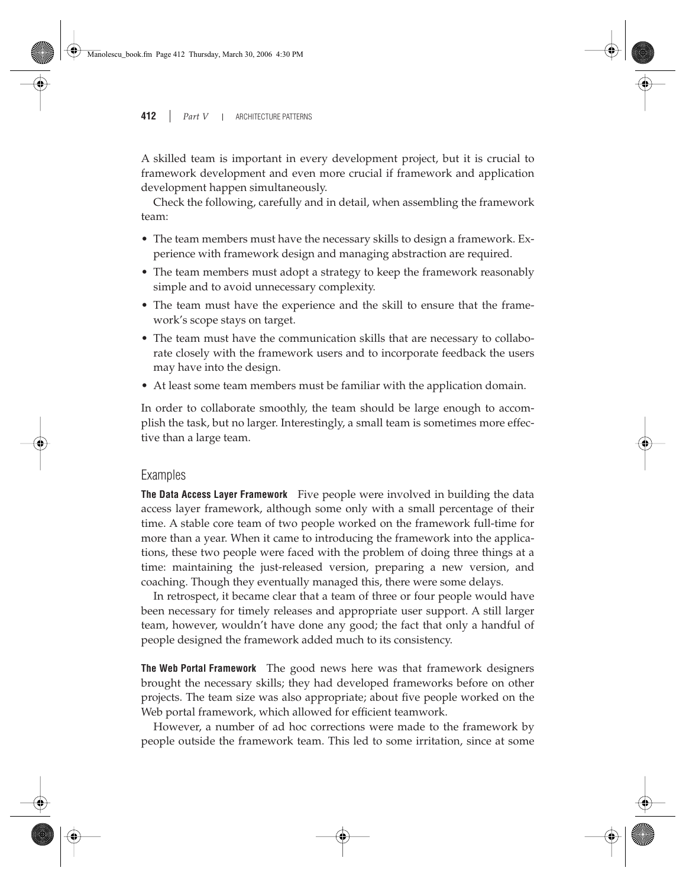A skilled team is important in every development project, but it is crucial to framework development and even more crucial if framework and application development happen simultaneously.

Check the following, carefully and in detail, when assembling the framework team:

- The team members must have the necessary skills to design a framework. Experience with framework design and managing abstraction are required.
- The team members must adopt a strategy to keep the framework reasonably simple and to avoid unnecessary complexity.
- The team must have the experience and the skill to ensure that the framework's scope stays on target.
- The team must have the communication skills that are necessary to collaborate closely with the framework users and to incorporate feedback the users may have into the design.
- At least some team members must be familiar with the application domain.

In order to collaborate smoothly, the team should be large enough to accomplish the task, but no larger. Interestingly, a small team is sometimes more effective than a large team.

## Examples

**The Data Access Layer Framework** Five people were involved in building the data access layer framework, although some only with a small percentage of their time. A stable core team of two people worked on the framework full-time for more than a year. When it came to introducing the framework into the applications, these two people were faced with the problem of doing three things at a time: maintaining the just-released version, preparing a new version, and coaching. Though they eventually managed this, there were some delays.

In retrospect, it became clear that a team of three or four people would have been necessary for timely releases and appropriate user support. A still larger team, however, wouldn't have done any good; the fact that only a handful of people designed the framework added much to its consistency.

**The Web Portal Framework** The good news here was that framework designers brought the necessary skills; they had developed frameworks before on other projects. The team size was also appropriate; about five people worked on the Web portal framework, which allowed for efficient teamwork.

However, a number of ad hoc corrections were made to the framework by people outside the framework team. This led to some irritation, since at some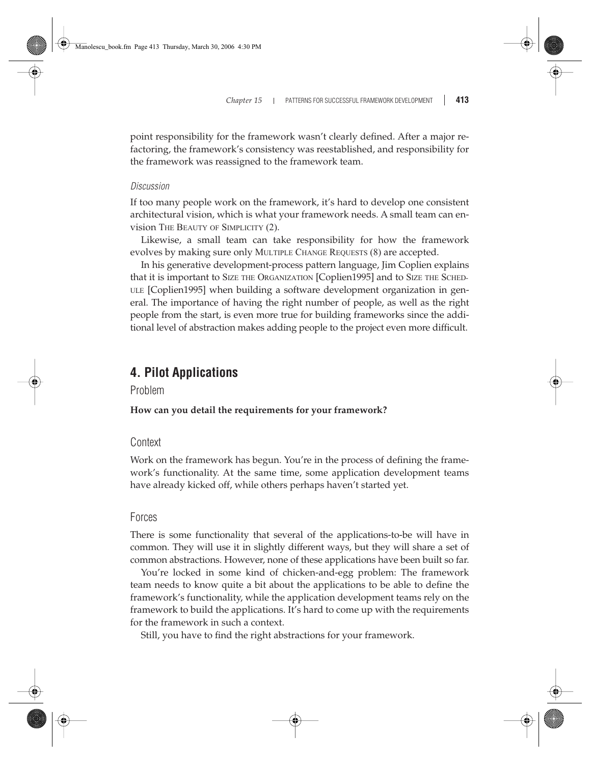point responsibility for the framework wasn't clearly defined. After a major refactoring, the framework's consistency was reestablished, and responsibility for the framework was reassigned to the framework team.

*Discussion*

If too many people work on the framework, it's hard to develop one consistent architectural vision, which is what your framework needs. A small team can envision THE BEAUTY OF SIMPLICITY (2).

Likewise, a small team can take responsibility for how the framework evolves by making sure only MULTIPLE CHANGE REQUESTS (8) are accepted.

In his generative development-process pattern language, Jim Coplien explains that it is important to SIZE THE ORGANIZATION [Coplien1995] and to SIZE THE SCHEDULE [Coplien1995] when building a software development organization in general. The importance of having the right number of people, as well as the right people from the start, is even more true for building frameworks since the additional level of abstraction makes adding people to the project even more difficult.

## 4. Pilot Applications

### Problem

**How can you detail the requirements for your framework?**

### Context

Work on the framework has begun. You're in the process of defining the framework's functionality. At the same time, some application development teams have already kicked off, while others perhaps haven't started yet.

### Forces

There is some functionality that several of the applications-to-be will have in common. They will use it in slightly different ways, but they will share a set of common abstractions. However, none of these applications have been built so far.

You're locked in some kind of chicken-and-egg problem: The framework team needs to know quite a bit about the applications to be able to define the framework's functionality, while the application development teams rely on the framework to build the applications. It's hard to come up with the requirements for the framework in such a context.

Still, you have to find the right abstractions for your framework.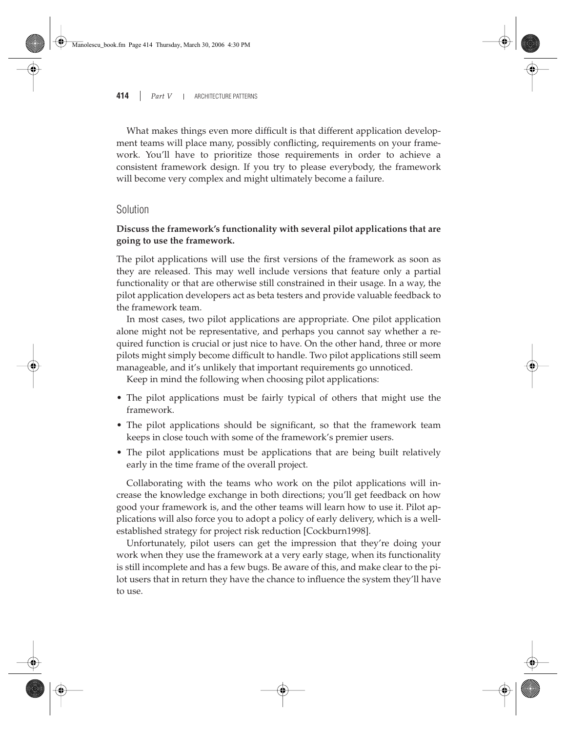What makes things even more difficult is that different application development teams will place many, possibly conflicting, requirements on your framework. You'll have to prioritize those requirements in order to achieve a consistent framework design. If you try to please everybody, the framework will become very complex and might ultimately become a failure.

### Solution

**Discuss the framework's functionality with several pilot applications that are going to use the framework.**

The pilot applications will use the first versions of the framework as soon as they are released. This may well include versions that feature only a partial functionality or that are otherwise still constrained in their usage. In a way, the pilot application developers act as beta testers and provide valuable feedback to the framework team.

In most cases, two pilot applications are appropriate. One pilot application alone might not be representative, and perhaps you cannot say whether a required function is crucial or just nice to have. On the other hand, three or more pilots might simply become difficult to handle. Two pilot applications still seem manageable, and it's unlikely that important requirements go unnoticed.

Keep in mind the following when choosing pilot applications:

- The pilot applications must be fairly typical of others that might use the framework.
- The pilot applications should be significant, so that the framework team keeps in close touch with some of the framework's premier users.
- The pilot applications must be applications that are being built relatively early in the time frame of the overall project.

Collaborating with the teams who work on the pilot applications will increase the knowledge exchange in both directions; you'll get feedback on how good your framework is, and the other teams will learn how to use it. Pilot applications will also force you to adopt a policy of early delivery, which is a well-established strategy for project risk reduction [Cockburn1998].

Unfortunately, pilot users can get the impression that they're doing your work when they use the framework at a very early stage, when its functionality is still incomplete and has a few bugs. Be aware of this, and make clear to the pilot users that in return they have the chance to influence the system they'll have to use.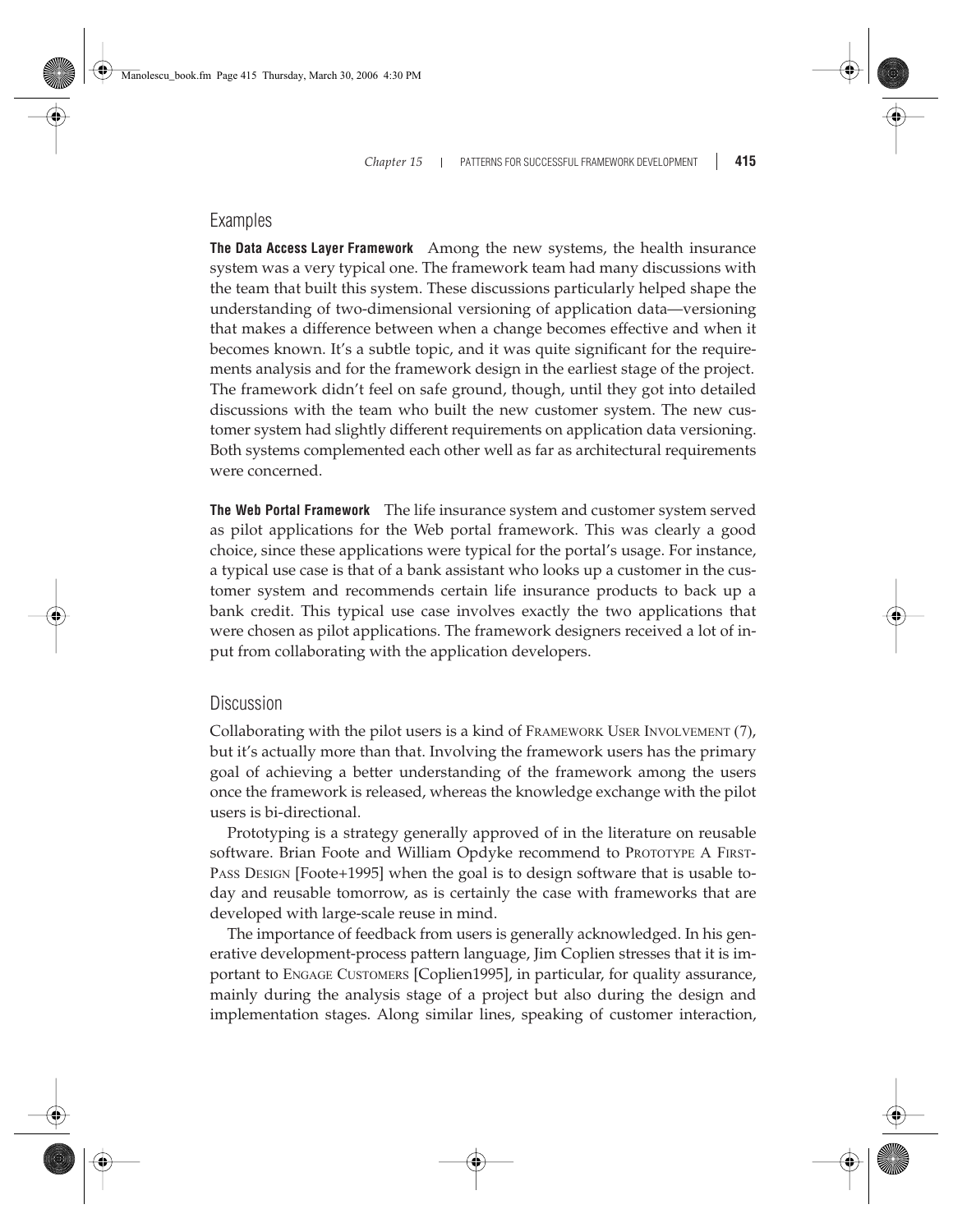## Examples

**The Data Access Layer Framework** Among the new systems, the health insurance system was a very typical one. The framework team had many discussions with the team that built this system. These discussions particularly helped shape the understanding of two-dimensional versioning of application data—versioning that makes a difference between when a change becomes effective and when it becomes known. It's a subtle topic, and it was quite significant for the requirements analysis and for the framework design in the earliest stage of the project. The framework didn't feel on safe ground, though, until they got into detailed discussions with the team who built the new customer system. The new customer system had slightly different requirements on application data versioning. Both systems complemented each other well as far as architectural requirements were concerned.

**The Web Portal Framework** The life insurance system and customer system served as pilot applications for the Web portal framework. This was clearly a good choice, since these applications were typical for the portal's usage. For instance, a typical use case is that of a bank assistant who looks up a customer in the customer system and recommends certain life insurance products to back up a bank credit. This typical use case involves exactly the two applications that were chosen as pilot applications. The framework designers received a lot of input from collaborating with the application developers.

## Discussion

Collaborating with the pilot users is a kind of FRAMEWORK USER INVOLVEMENT (7), but it's actually more than that. Involving the framework users has the primary goal of achieving a better understanding of the framework among the users once the framework is released, whereas the knowledge exchange with the pilot users is bi-directional.

Prototyping is a strategy generally approved of in the literature on reusable software. Brian Foote and William Opdyke recommend to PROTOTYPE A FIRST-PASS DESIGN [Foote+1995] when the goal is to design software that is usable today and reusable tomorrow, as is certainly the case with frameworks that are developed with large-scale reuse in mind.

The importance of feedback from users is generally acknowledged. In his generative development-process pattern language, Jim Coplien stresses that it is important to ENGAGE CUSTOMERS [Coplien1995], in particular, for quality assurance, mainly during the analysis stage of a project but also during the design and implementation stages. Along similar lines, speaking of customer interaction,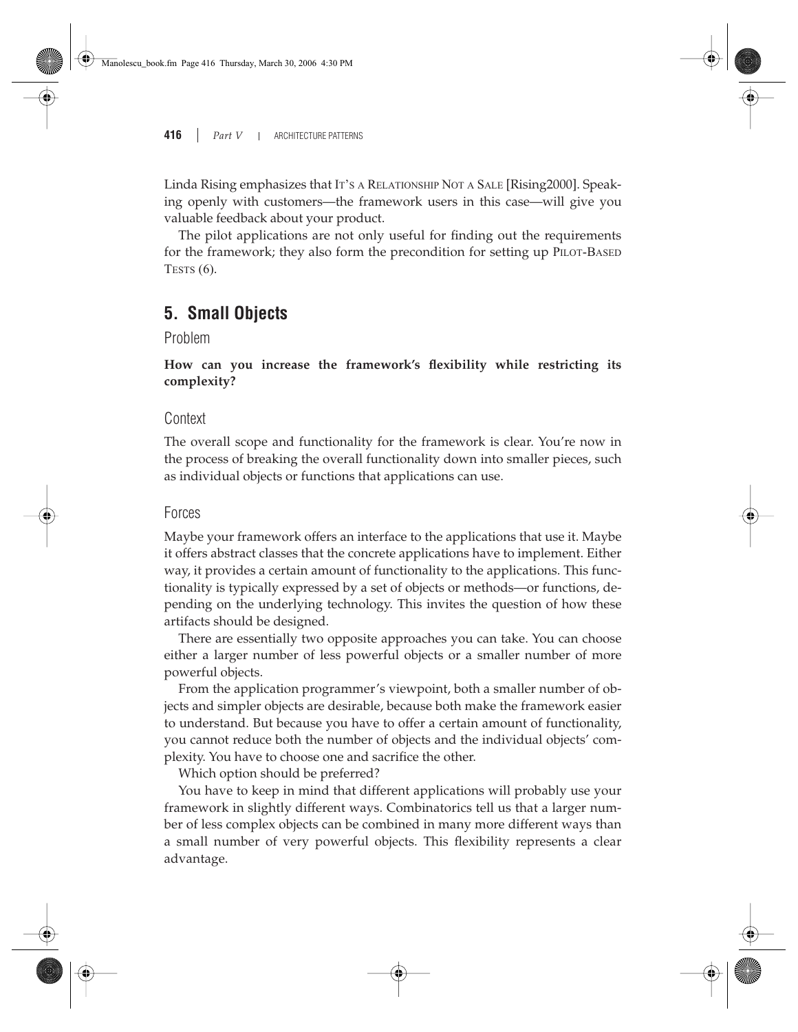Linda Rising emphasizes that IT'S A RELATIONSHIP NOT A SALE [Rising2000]. Speaking openly with customers—the framework users in this case—will give you valuable feedback about your product.

The pilot applications are not only useful for finding out the requirements for the framework; they also form the precondition for setting up PILOT-BASED TESTS (6).

## 5. Small Objects

### Problem

**How can you increase the framework's flexibility while restricting its complexity?**

### Context

The overall scope and functionality for the framework is clear. You're now in the process of breaking the overall functionality down into smaller pieces, such as individual objects or functions that applications can use.

### Forces

Maybe your framework offers an interface to the applications that use it. Maybe it offers abstract classes that the concrete applications have to implement. Either way, it provides a certain amount of functionality to the applications. This functionality is typically expressed by a set of objects or methods—or functions, depending on the underlying technology. This invites the question of how these artifacts should be designed.

There are essentially two opposite approaches you can take. You can choose either a larger number of less powerful objects or a smaller number of more powerful objects.

From the application programmer's viewpoint, both a smaller number of objects and simpler objects are desirable, because both make the framework easier to understand. But because you have to offer a certain amount of functionality, you cannot reduce both the number of objects and the individual objects' complexity. You have to choose one and sacrifice the other.

Which option should be preferred?

You have to keep in mind that different applications will probably use your framework in slightly different ways. Combinatorics tell us that a larger number of less complex objects can be combined in many more different ways than a small number of very powerful objects. This flexibility represents a clear advantage.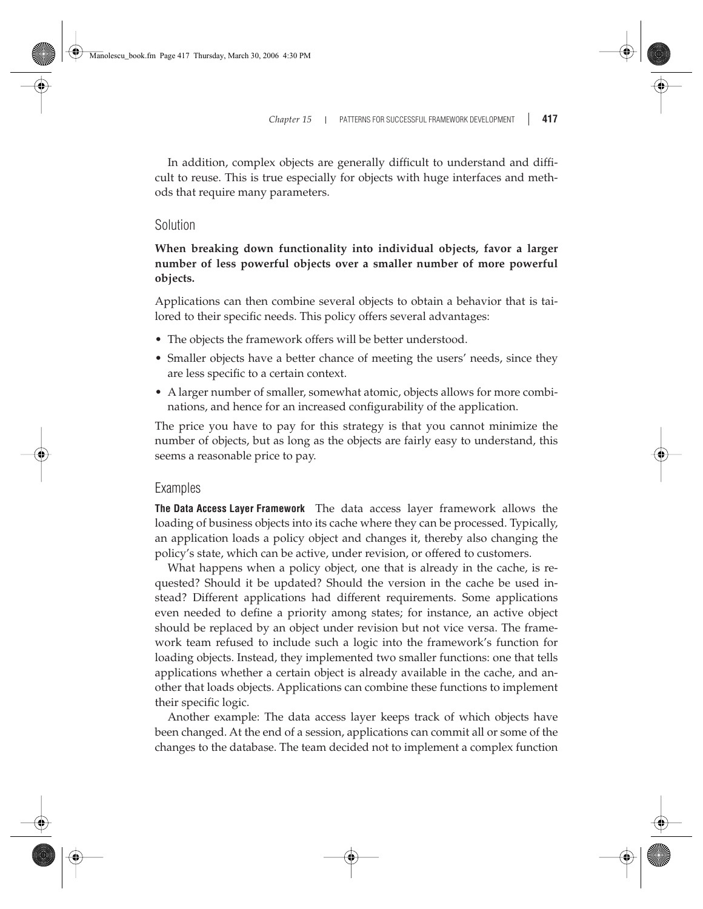In addition, complex objects are generally difficult to understand and difficult to reuse. This is true especially for objects with huge interfaces and methods that require many parameters.

### Solution

**When breaking down functionality into individual objects, favor a larger number of less powerful objects over a smaller number of more powerful objects.**

Applications can then combine several objects to obtain a behavior that is tailored to their specific needs. This policy offers several advantages:

- The objects the framework offers will be better understood.
- Smaller objects have a better chance of meeting the users' needs, since they are less specific to a certain context.
- A larger number of smaller, somewhat atomic, objects allows for more combinations, and hence for an increased configurability of the application.

The price you have to pay for this strategy is that you cannot minimize the number of objects, but as long as the objects are fairly easy to understand, this seems a reasonable price to pay.

### Examples

**The Data Access Layer Framework** The data access layer framework allows the loading of business objects into its cache where they can be processed. Typically, an application loads a policy object and changes it, thereby also changing the policy's state, which can be active, under revision, or offered to customers.

What happens when a policy object, one that is already in the cache, is requested? Should it be updated? Should the version in the cache be used instead? Different applications had different requirements. Some applications even needed to define a priority among states; for instance, an active object should be replaced by an object under revision but not vice versa. The framework team refused to include such a logic into the framework's function for loading objects. Instead, they implemented two smaller functions: one that tells applications whether a certain object is already available in the cache, and another that loads objects. Applications can combine these functions to implement their specific logic.

Another example: The data access layer keeps track of which objects have been changed. At the end of a session, applications can commit all or some of the changes to the database. The team decided not to implement a complex function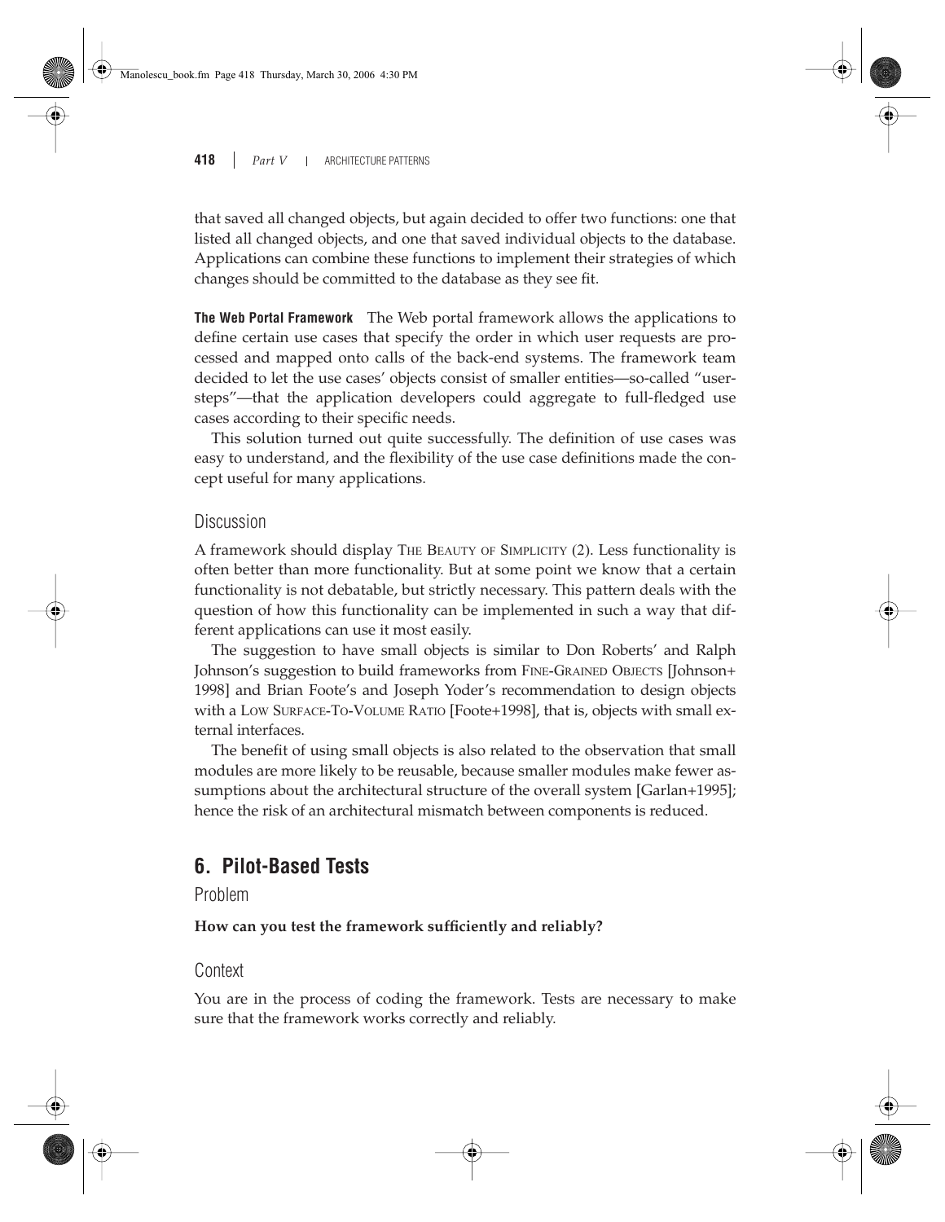that saved all changed objects, but again decided to offer two functions: one that listed all changed objects, and one that saved individual objects to the database. Applications can combine these functions to implement their strategies of which changes should be committed to the database as they see fit.

**The Web Portal Framework** The Web portal framework allows the applications to define certain use cases that specify the order in which user requests are processed and mapped onto calls of the back-end systems. The framework team decided to let the use cases' objects consist of smaller entities—so-called "usersteps"—that the application developers could aggregate to full-fledged use cases according to their specific needs.

This solution turned out quite successfully. The definition of use cases was easy to understand, and the flexibility of the use case definitions made the concept useful for many applications.

### Discussion

A framework should display THE BEAUTY OF SIMPLICITY (2). Less functionality is often better than more functionality. But at some point we know that a certain functionality is not debatable, but strictly necessary. This pattern deals with the question of how this functionality can be implemented in such a way that different applications can use it most easily.

The suggestion to have small objects is similar to Don Roberts' and Ralph Johnson's suggestion to build frameworks from FINE-GRAINED OBJECTS [Johnson+ 1998] and Brian Foote's and Joseph Yoder's recommendation to design objects with a LOW SURFACE-TO-VOLUME RATIO [Foote+1998], that is, objects with small external interfaces.

The benefit of using small objects is also related to the observation that small modules are more likely to be reusable, because smaller modules make fewer assumptions about the architectural structure of the overall system [Garlan+1995]; hence the risk of an architectural mismatch between components is reduced.

## 6. Pilot-Based Tests

### Problem

**How can you test the framework sufficiently and reliably?**

### Context

You are in the process of coding the framework. Tests are necessary to make sure that the framework works correctly and reliably.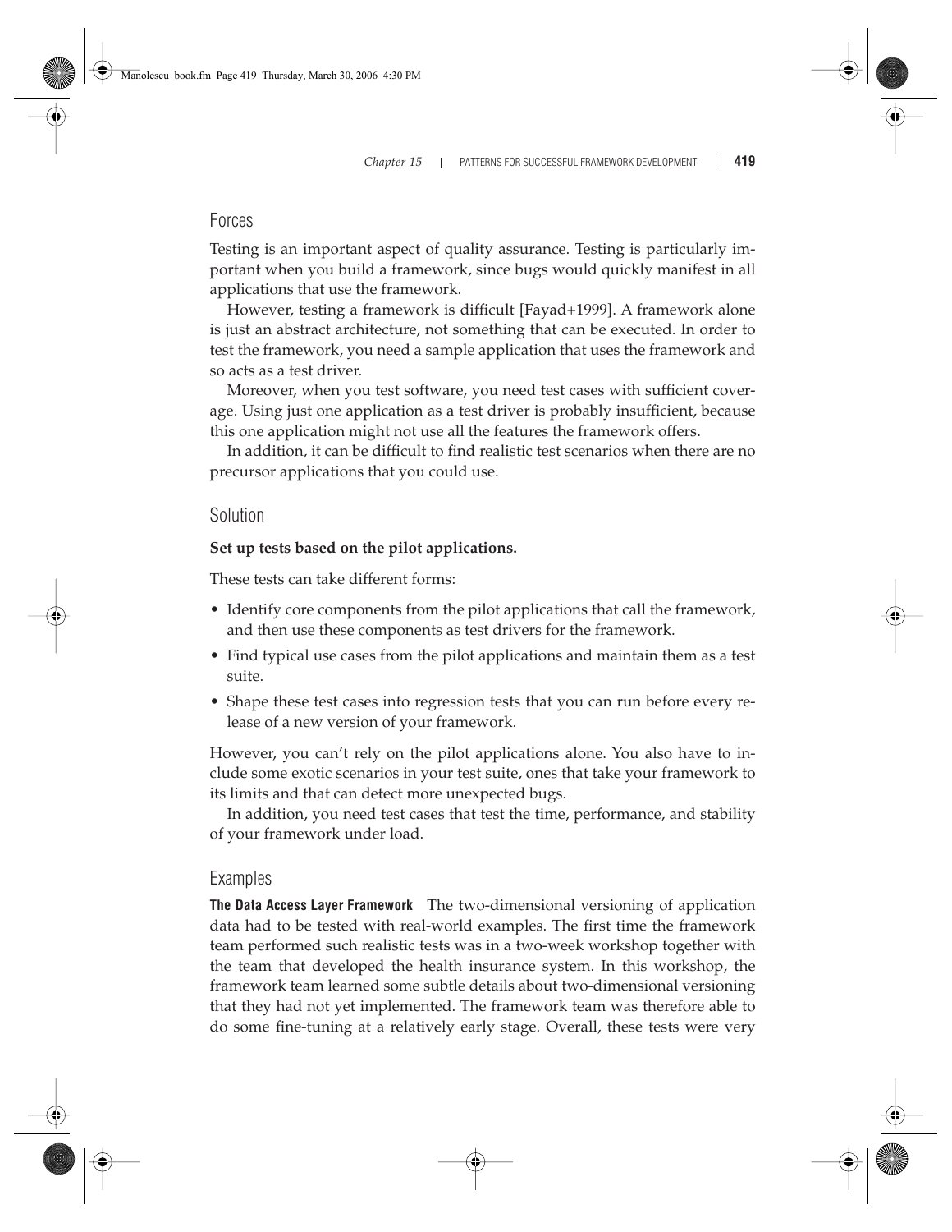## Forces

Testing is an important aspect of quality assurance. Testing is particularly important when you build a framework, since bugs would quickly manifest in all applications that use the framework.

However, testing a framework is difficult [Fayad+1999]. A framework alone is just an abstract architecture, not something that can be executed. In order to test the framework, you need a sample application that uses the framework and so acts as a test driver.

Moreover, when you test software, you need test cases with sufficient coverage. Using just one application as a test driver is probably insufficient, because this one application might not use all the features the framework offers.

In addition, it can be difficult to find realistic test scenarios when there are no precursor applications that you could use.

## Solution

**Set up tests based on the pilot applications.**

These tests can take different forms:

- Identify core components from the pilot applications that call the framework, and then use these components as test drivers for the framework.
- Find typical use cases from the pilot applications and maintain them as a test suite.
- Shape these test cases into regression tests that you can run before every release of a new version of your framework.

However, you can't rely on the pilot applications alone. You also have to include some exotic scenarios in your test suite, ones that take your framework to its limits and that can detect more unexpected bugs.

In addition, you need test cases that test the time, performance, and stability of your framework under load.

## Examples

**The Data Access Layer Framework** The two-dimensional versioning of application data had to be tested with real-world examples. The first time the framework team performed such realistic tests was in a two-week workshop together with the team that developed the health insurance system. In this workshop, the framework team learned some subtle details about two-dimensional versioning that they had not yet implemented. The framework team was therefore able to do some fine-tuning at a relatively early stage. Overall, these tests were very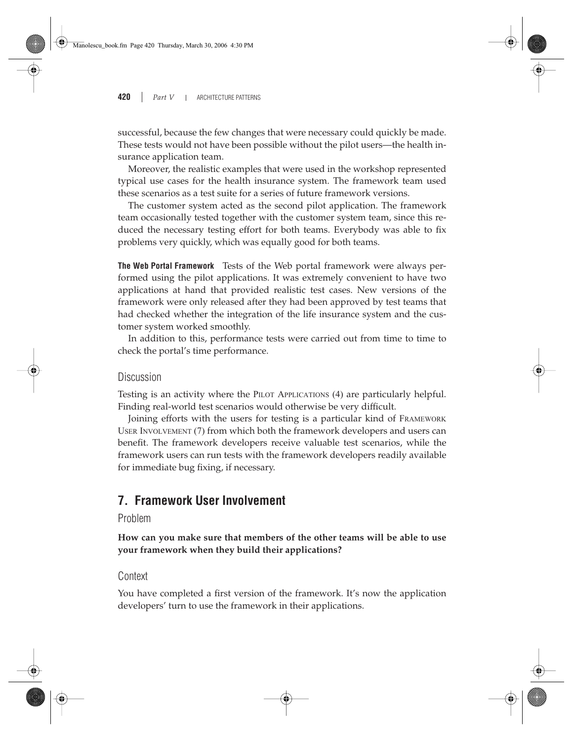successful, because the few changes that were necessary could quickly be made. These tests would not have been possible without the pilot users—the health insurance application team.

Moreover, the realistic examples that were used in the workshop represented typical use cases for the health insurance system. The framework team used these scenarios as a test suite for a series of future framework versions.

The customer system acted as the second pilot application. The framework team occasionally tested together with the customer system team, since this reduced the necessary testing effort for both teams. Everybody was able to fix problems very quickly, which was equally good for both teams.

**The Web Portal Framework** Tests of the Web portal framework were always performed using the pilot applications. It was extremely convenient to have two applications at hand that provided realistic test cases. New versions of the framework were only released after they had been approved by test teams that had checked whether the integration of the life insurance system and the customer system worked smoothly.

In addition to this, performance tests were carried out from time to time to check the portal's time performance.

### Discussion

Testing is an activity where the PILOT APPLICATIONS (4) are particularly helpful. Finding real-world test scenarios would otherwise be very difficult.

Joining efforts with the users for testing is a particular kind of FRAMEWORK USER INVOLVEMENT (7) from which both the framework developers and users can benefit. The framework developers receive valuable test scenarios, while the framework users can run tests with the framework developers readily available for immediate bug fixing, if necessary.

## 7. Framework User Involvement

### Problem

**How can you make sure that members of the other teams will be able to use your framework when they build their applications?**

### Context

You have completed a first version of the framework. It's now the application developers' turn to use the framework in their applications.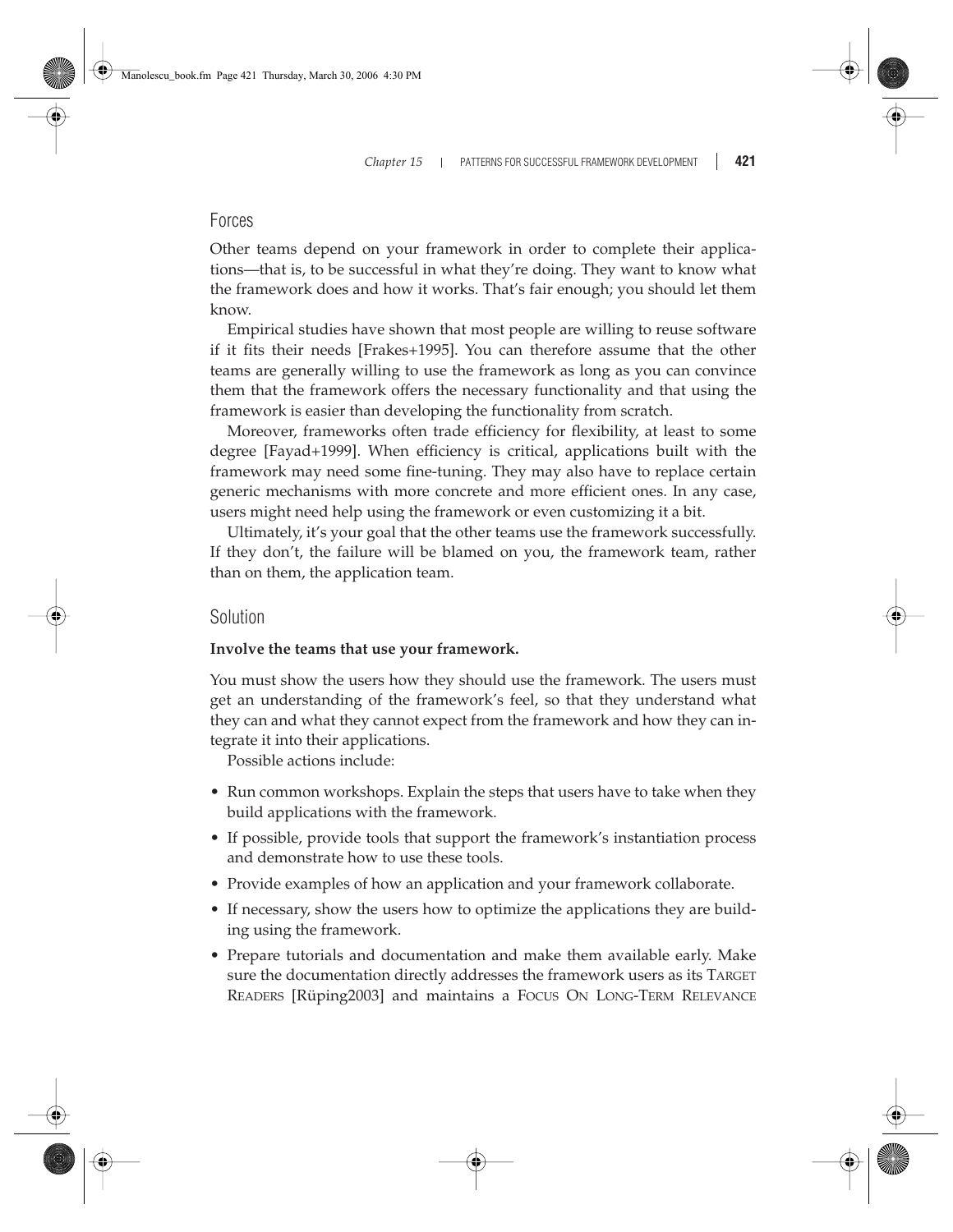## Forces

Other teams depend on your framework in order to complete their applications—that is, to be successful in what they're doing. They want to know what the framework does and how it works. That's fair enough; you should let them know.

Empirical studies have shown that most people are willing to reuse software if it fits their needs [Frakes+1995]. You can therefore assume that the other teams are generally willing to use the framework as long as you can convince them that the framework offers the necessary functionality and that using the framework is easier than developing the functionality from scratch.

Moreover, frameworks often trade efficiency for flexibility, at least to some degree [Fayad+1999]. When efficiency is critical, applications built with the framework may need some fine-tuning. They may also have to replace certain generic mechanisms with more concrete and more efficient ones. In any case, users might need help using the framework or even customizing it a bit.

Ultimately, it's your goal that the other teams use the framework successfully. If they don't, the failure will be blamed on you, the framework team, rather than on them, the application team.

## Solution

**Involve the teams that use your framework.**

You must show the users how they should use the framework. The users must get an understanding of the framework's feel, so that they understand what they can and what they cannot expect from the framework and how they can integrate it into their applications.

Possible actions include:

- Run common workshops. Explain the steps that users have to take when they build applications with the framework.
- If possible, provide tools that support the framework's instantiation process and demonstrate how to use these tools.
- Provide examples of how an application and your framework collaborate.
- If necessary, show the users how to optimize the applications they are building using the framework.
- Prepare tutorials and documentation and make them available early. Make sure the documentation directly addresses the framework users as its TARGET READERS [Rüping2003] and maintains a FOCUS ON LONG-TERM RELEVANCE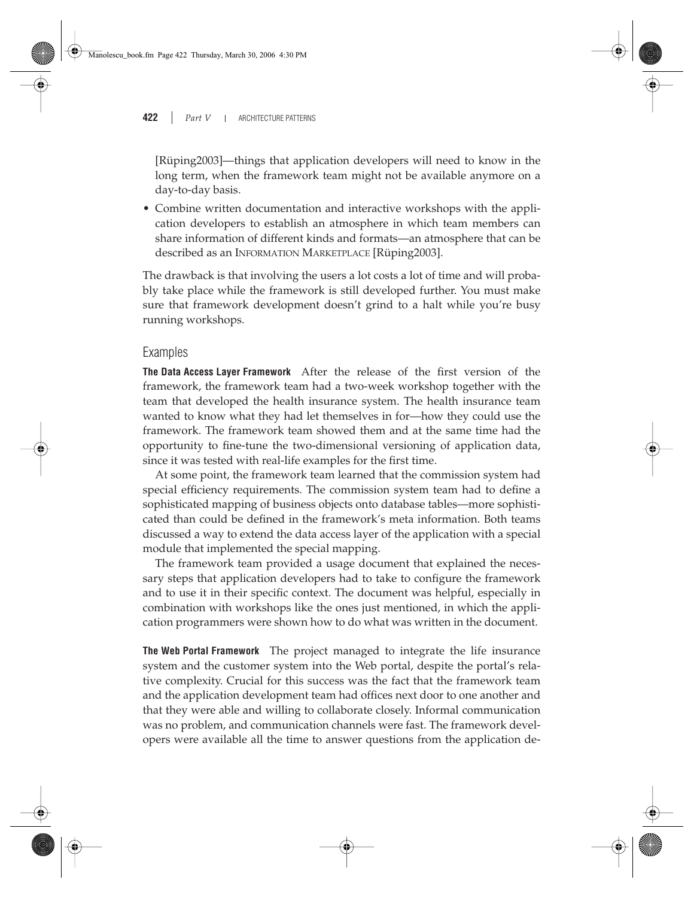[Rüping2003]—things that application developers will need to know in the long term, when the framework team might not be available anymore on a day-to-day basis.

- Combine written documentation and interactive workshops with the application developers to establish an atmosphere in which team members can share information of different kinds and formats—an atmosphere that can be described as an INFORMATION MARKETPLACE [Rüping2003].

The drawback is that involving the users a lot costs a lot of time and will probably take place while the framework is still developed further. You must make sure that framework development doesn't grind to a halt while you're busy running workshops.

## Examples

**The Data Access Layer Framework** After the release of the first version of the framework, the framework team had a two-week workshop together with the team that developed the health insurance system. The health insurance team wanted to know what they had let themselves in for—how they could use the framework. The framework team showed them and at the same time had the opportunity to fine-tune the two-dimensional versioning of application data, since it was tested with real-life examples for the first time.

At some point, the framework team learned that the commission system had special efficiency requirements. The commission system team had to define a sophisticated mapping of business objects onto database tables—more sophisticated than could be defined in the framework's meta information. Both teams discussed a way to extend the data access layer of the application with a special module that implemented the special mapping.

The framework team provided a usage document that explained the necessary steps that application developers had to take to configure the framework and to use it in their specific context. The document was helpful, especially in combination with workshops like the ones just mentioned, in which the application programmers were shown how to do what was written in the document.

**The Web Portal Framework** The project managed to integrate the life insurance system and the customer system into the Web portal, despite the portal's relative complexity. Crucial for this success was the fact that the framework team and the application development team had offices next door to one another and that they were able and willing to collaborate closely. Informal communication was no problem, and communication channels were fast. The framework developers were available all the time to answer questions from the application de-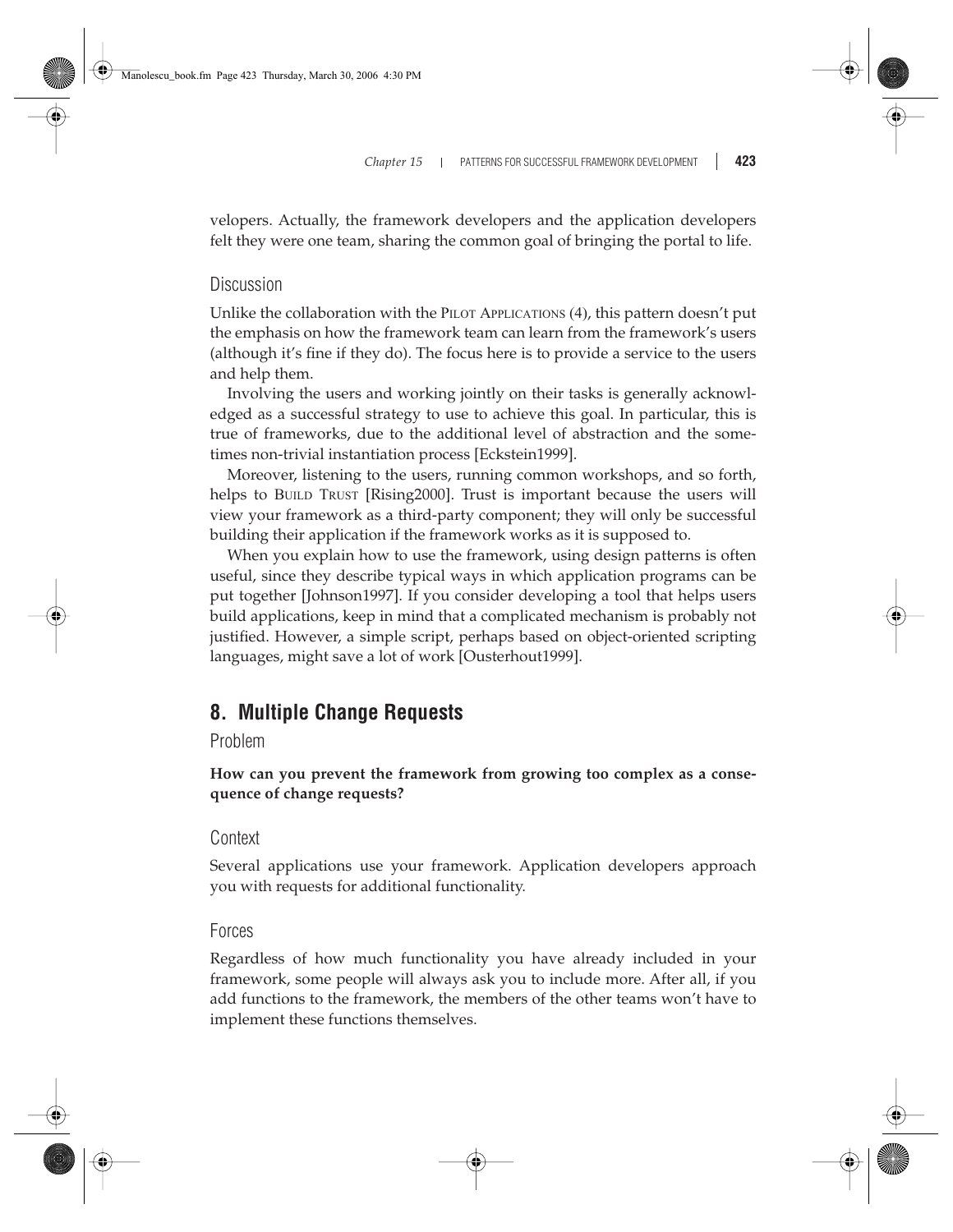velopers. Actually, the framework developers and the application developers felt they were one team, sharing the common goal of bringing the portal to life.

### Discussion

Unlike the collaboration with the PILOT APPLICATIONS (4), this pattern doesn't put the emphasis on how the framework team can learn from the framework's users (although it's fine if they do). The focus here is to provide a service to the users and help them.

Involving the users and working jointly on their tasks is generally acknowledged as a successful strategy to use to achieve this goal. In particular, this is true of frameworks, due to the additional level of abstraction and the sometimes non-trivial instantiation process [Eckstein1999].

Moreover, listening to the users, running common workshops, and so forth, helps to BUILD TRUST [Rising2000]. Trust is important because the users will view your framework as a third-party component; they will only be successful building their application if the framework works as it is supposed to.

When you explain how to use the framework, using design patterns is often useful, since they describe typical ways in which application programs can be put together [Johnson1997]. If you consider developing a tool that helps users build applications, keep in mind that a complicated mechanism is probably not justified. However, a simple script, perhaps based on object-oriented scripting languages, might save a lot of work [Ousterhout1999].

## 8. Multiple Change Requests

### Problem

**How can you prevent the framework from growing too complex as a consequence of change requests?**

### Context

Several applications use your framework. Application developers approach you with requests for additional functionality.

### Forces

Regardless of how much functionality you have already included in your framework, some people will always ask you to include more. After all, if you add functions to the framework, the members of the other teams won't have to implement these functions themselves.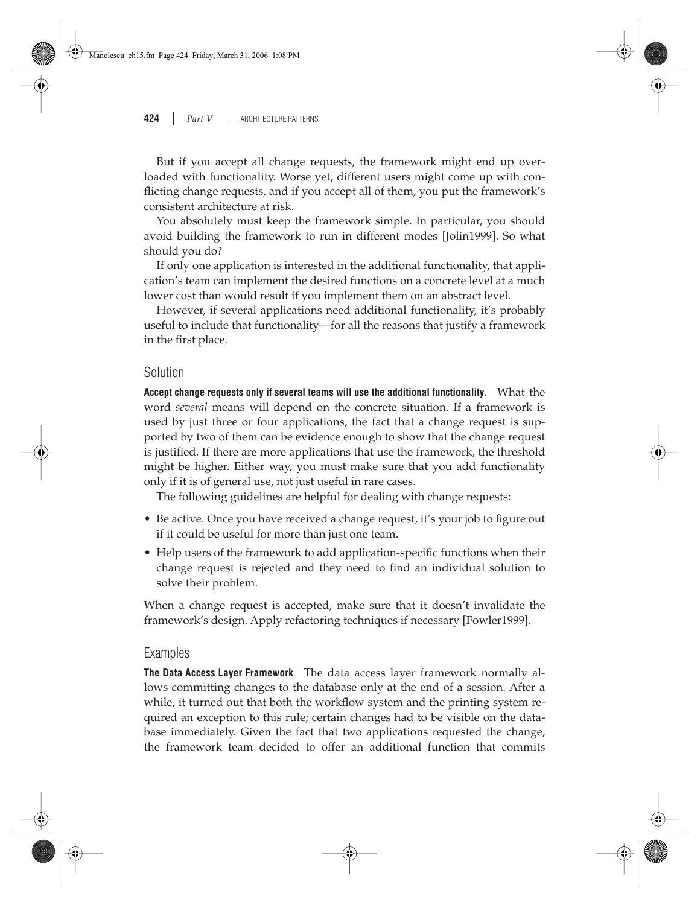But if you accept all change requests, the framework might end up overloaded with functionality. Worse yet, different users might come up with conflicting change requests, and if you accept all of them, you put the framework's consistent architecture at risk.

You absolutely must keep the framework simple. In particular, you should avoid building the framework to run in different modes [Jolin1999]. So what should you do?

If only one application is interested in the additional functionality, that application's team can implement the desired functions on a concrete level at a much lower cost than would result if you implement them on an abstract level.

However, if several applications need additional functionality, it's probably useful to include that functionality—for all the reasons that justify a framework in the first place.

## Solution

**Accept change requests only if several teams will use the additional functionality.** What the word *several* means will depend on the concrete situation. If a framework is used by just three or four applications, the fact that a change request is supported by two of them can be evidence enough to show that the change request is justified. If there are more applications that use the framework, the threshold might be higher. Either way, you must make sure that you add functionality only if it is of general use, not just useful in rare cases.

The following guidelines are helpful for dealing with change requests:

- Be active. Once you have received a change request, it's your job to figure out if it could be useful for more than just one team.
- Help users of the framework to add application-specific functions when their change request is rejected and they need to find an individual solution to solve their problem.

When a change request is accepted, make sure that it doesn't invalidate the framework's design. Apply refactoring techniques if necessary [Fowler1999].

## Examples

**The Data Access Layer Framework** The data access layer framework normally allows committing changes to the database only at the end of a session. After a while, it turned out that both the workflow system and the printing system required an exception to this rule; certain changes had to be visible on the database immediately. Given the fact that two applications requested the change, the framework team decided to offer an additional function that commits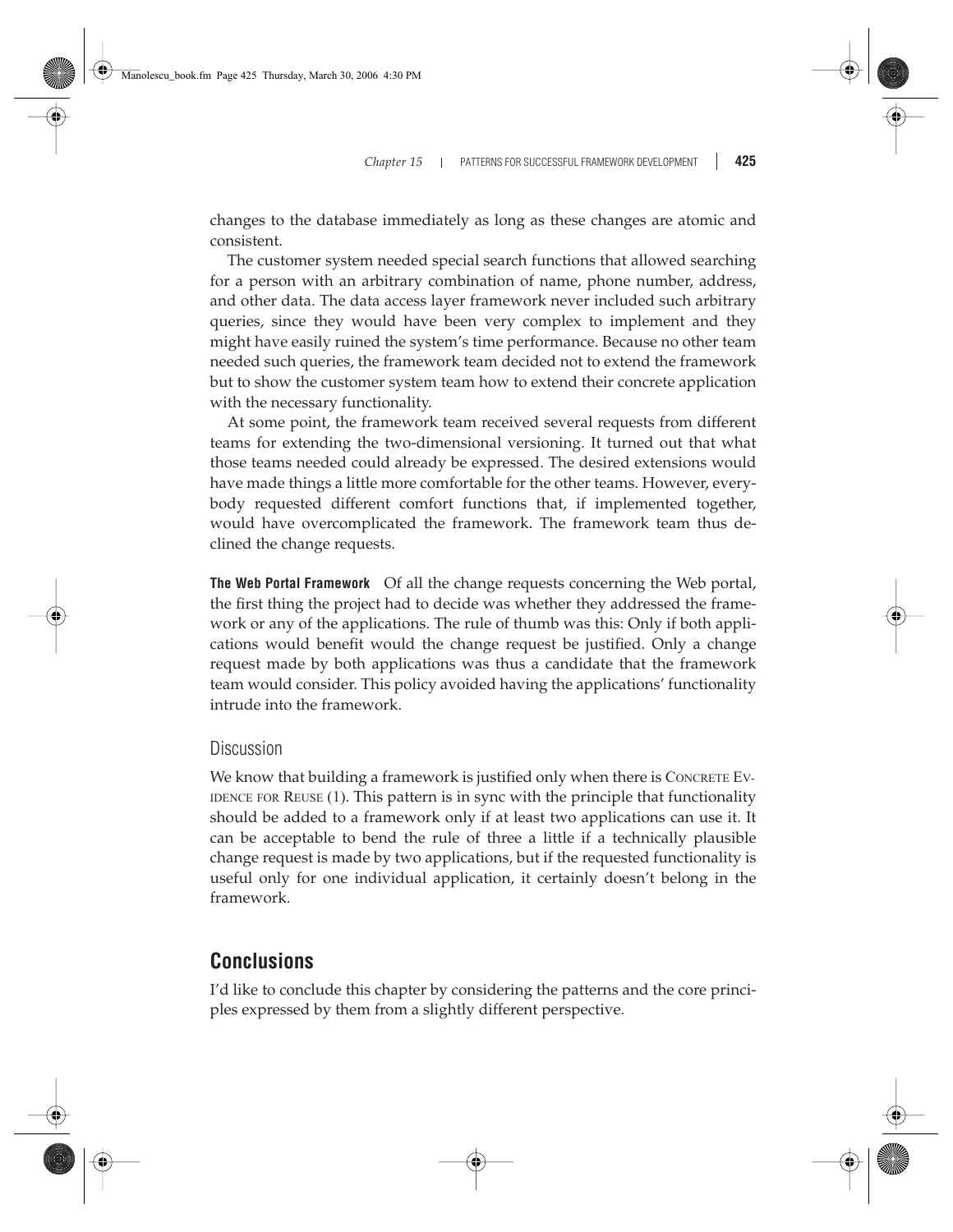changes to the database immediately as long as these changes are atomic and consistent.

The customer system needed special search functions that allowed searching for a person with an arbitrary combination of name, phone number, address, and other data. The data access layer framework never included such arbitrary queries, since they would have been very complex to implement and they might have easily ruined the system's time performance. Because no other team needed such queries, the framework team decided not to extend the framework but to show the customer system team how to extend their concrete application with the necessary functionality.

At some point, the framework team received several requests from different teams for extending the two-dimensional versioning. It turned out that what those teams needed could already be expressed. The desired extensions would have made things a little more comfortable for the other teams. However, everybody requested different comfort functions that, if implemented together, would have overcomplicated the framework. The framework team thus declined the change requests.

**The Web Portal Framework** Of all the change requests concerning the Web portal, the first thing the project had to decide was whether they addressed the framework or any of the applications. The rule of thumb was this: Only if both applications would benefit would the change request be justified. Only a change request made by both applications was thus a candidate that the framework team would consider. This policy avoided having the applications' functionality intrude into the framework.

### Discussion

We know that building a framework is justified only when there is CONCRETE EVIDENCE FOR REUSE (1). This pattern is in sync with the principle that functionality should be added to a framework only if at least two applications can use it. It can be acceptable to bend the rule of three a little if a technically plausible change request is made by two applications, but if the requested functionality is useful only for one individual application, it certainly doesn't belong in the framework.

## Conclusions

I'd like to conclude this chapter by considering the patterns and the core principles expressed by them from a slightly different perspective.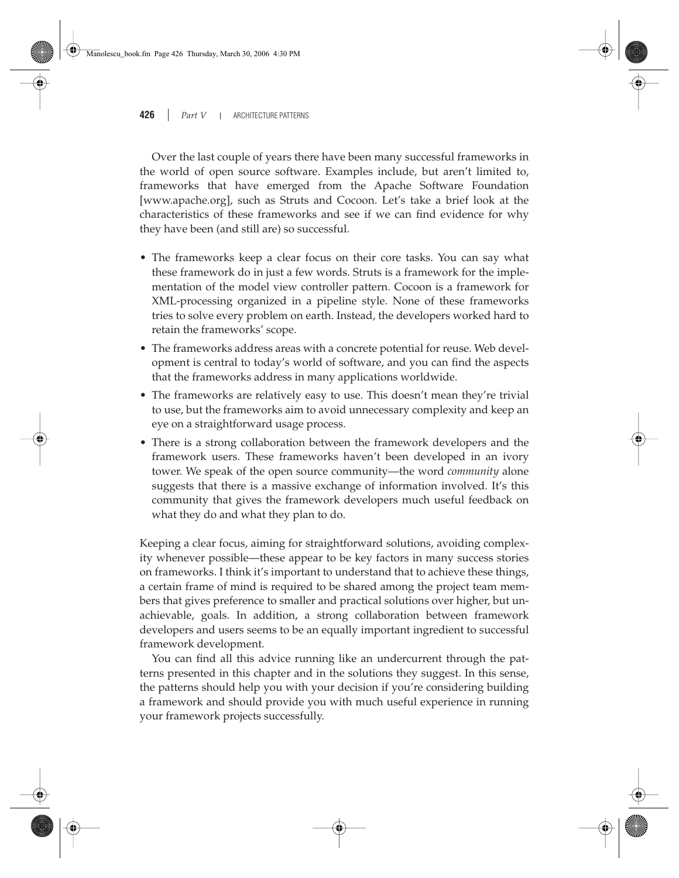Over the last couple of years there have been many successful frameworks in the world of open source software. Examples include, but aren't limited to, frameworks that have emerged from the Apache Software Foundation [www.apache.org], such as Struts and Cocoon. Let's take a brief look at the characteristics of these frameworks and see if we can find evidence for why they have been (and still are) so successful.

- The frameworks keep a clear focus on their core tasks. You can say what these framework do in just a few words. Struts is a framework for the implementation of the model view controller pattern. Cocoon is a framework for XML-processing organized in a pipeline style. None of these frameworks tries to solve every problem on earth. Instead, the developers worked hard to retain the frameworks' scope.
- The frameworks address areas with a concrete potential for reuse. Web development is central to today's world of software, and you can find the aspects that the frameworks address in many applications worldwide.
- The frameworks are relatively easy to use. This doesn't mean they're trivial to use, but the frameworks aim to avoid unnecessary complexity and keep an eye on a straightforward usage process.
- There is a strong collaboration between the framework developers and the framework users. These frameworks haven't been developed in an ivory tower. We speak of the open source community—the word *community* alone suggests that there is a massive exchange of information involved. It's this community that gives the framework developers much useful feedback on what they do and what they plan to do.

Keeping a clear focus, aiming for straightforward solutions, avoiding complexity whenever possible—these appear to be key factors in many success stories on frameworks. I think it's important to understand that to achieve these things, a certain frame of mind is required to be shared among the project team members that gives preference to smaller and practical solutions over higher, but unachievable, goals. In addition, a strong collaboration between framework developers and users seems to be an equally important ingredient to successful framework development.

You can find all this advice running like an undercurrent through the patterns presented in this chapter and in the solutions they suggest. In this sense, the patterns should help you with your decision if you're considering building a framework and should provide you with much useful experience in running your framework projects successfully.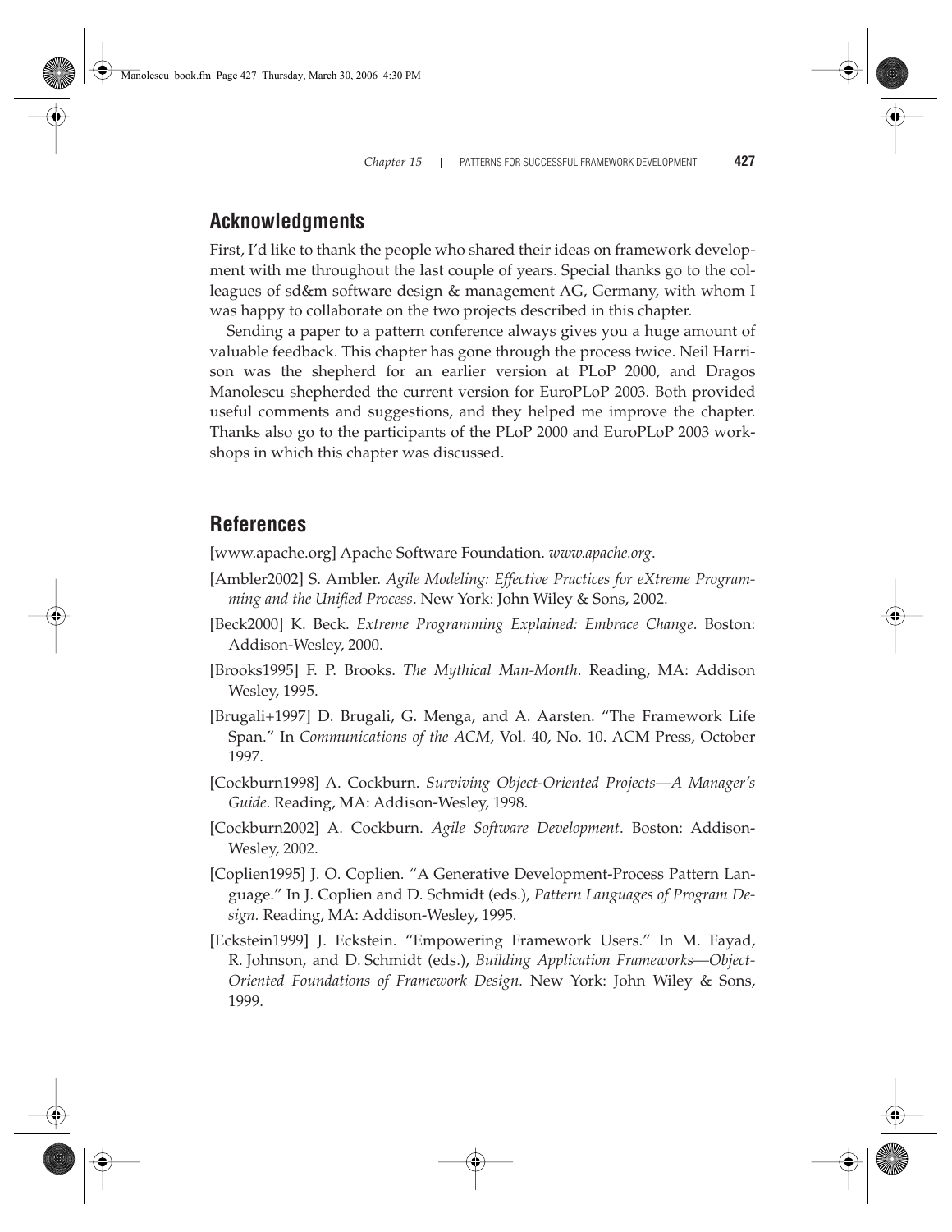## Acknowledgments

First, I'd like to thank the people who shared their ideas on framework development with me throughout the last couple of years. Special thanks go to the colleagues of sd&m software design & management AG, Germany, with whom I was happy to collaborate on the two projects described in this chapter.

Sending a paper to a pattern conference always gives you a huge amount of valuable feedback. This chapter has gone through the process twice. Neil Harrison was the shepherd for an earlier version at PLoP 2000, and Dragos Manolescu shepherded the current version for EuroPLoP 2003. Both provided useful comments and suggestions, and they helped me improve the chapter. Thanks also go to the participants of the PLoP 2000 and EuroPLoP 2003 workshops in which this chapter was discussed.

## References

[www.apache.org] Apache Software Foundation. *www.apache.org*.

[Ambler2002] S. Ambler. *Agile Modeling: Effective Practices for eXtreme Programming and the Unified Process*. New York: John Wiley & Sons, 2002.

[Beck2000] K. Beck. *Extreme Programming Explained: Embrace Change*. Boston: Addison-Wesley, 2000.

[Brooks1995] F. P. Brooks. *The Mythical Man-Month*. Reading, MA: Addison Wesley, 1995.

[Brugali+1997] D. Brugali, G. Menga, and A. Aarsten. "The Framework Life Span." In *Communications of the ACM*, Vol. 40, No. 10. ACM Press, October 1997.

[Cockburn1998] A. Cockburn. *Surviving Object-Oriented Projects—A Manager's Guide*. Reading, MA: Addison-Wesley, 1998.

[Cockburn2002] A. Cockburn. *Agile Software Development*. Boston: Addison-Wesley, 2002.

[Coplien1995] J. O. Coplien. "A Generative Development-Process Pattern Language." In J. Coplien and D. Schmidt (eds.), *Pattern Languages of Program Design*. Reading, MA: Addison-Wesley, 1995.

[Eckstein1999] J. Eckstein. "Empowering Framework Users." In M. Fayad, R. Johnson, and D. Schmidt (eds.), *Building Application Frameworks—Object-Oriented Foundations of Framework Design*. New York: John Wiley & Sons, 1999.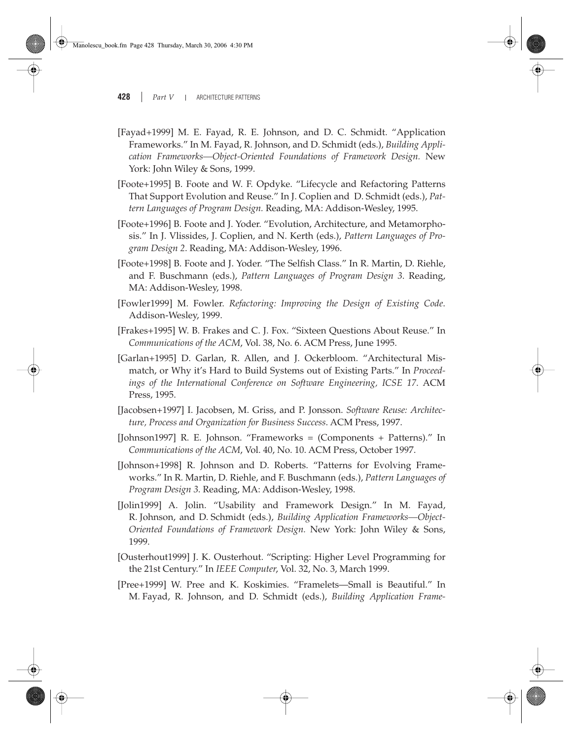[Fayad+1999] M. E. Fayad, R. E. Johnson, and D. C. Schmidt. "Application Frameworks." In M. Fayad, R. Johnson, and D. Schmidt (eds.), *Building Application Frameworks—Object-Oriented Foundations of Framework Design.* New York: John Wiley & Sons, 1999.

[Foote+1995] B. Foote and W. F. Opdyke. "Lifecycle and Refactoring Patterns That Support Evolution and Reuse." In J. Coplien and D. Schmidt (eds.), *Pattern Languages of Program Design.* Reading, MA: Addison-Wesley, 1995.

[Foote+1996] B. Foote and J. Yoder. "Evolution, Architecture, and Metamorphosis." In J. Vlissides, J. Coplien, and N. Kerth (eds.), *Pattern Languages of Program Design 2*. Reading, MA: Addison-Wesley, 1996.

[Foote+1998] B. Foote and J. Yoder. "The Selfish Class." In R. Martin, D. Riehle, and F. Buschmann (eds.), *Pattern Languages of Program Design 3*. Reading, MA: Addison-Wesley, 1998.

[Fowler1999] M. Fowler. *Refactoring: Improving the Design of Existing Code*. Addison-Wesley, 1999.

[Frakes+1995] W. B. Frakes and C. J. Fox. "Sixteen Questions About Reuse." In *Communications of the ACM*, Vol. 38, No. 6. ACM Press, June 1995.

[Garlan+1995] D. Garlan, R. Allen, and J. Ockerbloom. "Architectural Mismatch, or Why it's Hard to Build Systems out of Existing Parts." In *Proceedings of the International Conference on Software Engineering, ICSE 17*. ACM Press, 1995.

[Jacobsen+1997] I. Jacobsen, M. Griss, and P. Jonsson. *Software Reuse: Architecture, Process and Organization for Business Success*. ACM Press, 1997.

[Johnson1997] R. E. Johnson. "Frameworks = (Components + Patterns)." In *Communications of the ACM*, Vol. 40, No. 10. ACM Press, October 1997.

[Johnson+1998] R. Johnson and D. Roberts. "Patterns for Evolving Frameworks." In R. Martin, D. Riehle, and F. Buschmann (eds.), *Pattern Languages of Program Design 3*. Reading, MA: Addison-Wesley, 1998.

[Jolin1999] A. Jolin. "Usability and Framework Design." In M. Fayad, R. Johnson, and D. Schmidt (eds.), *Building Application Frameworks—Object-Oriented Foundations of Framework Design.* New York: John Wiley & Sons, 1999.

[Ousterhout1999] J. K. Ousterhout. "Scripting: Higher Level Programming for the 21st Century." In *IEEE Computer*, Vol. 32, No. 3, March 1999.

[Pree+1999] W. Pree and K. Koskimies. "Framelets—Small is Beautiful." In M. Fayad, R. Johnson, and D. Schmidt (eds.), *Building Application Frame-*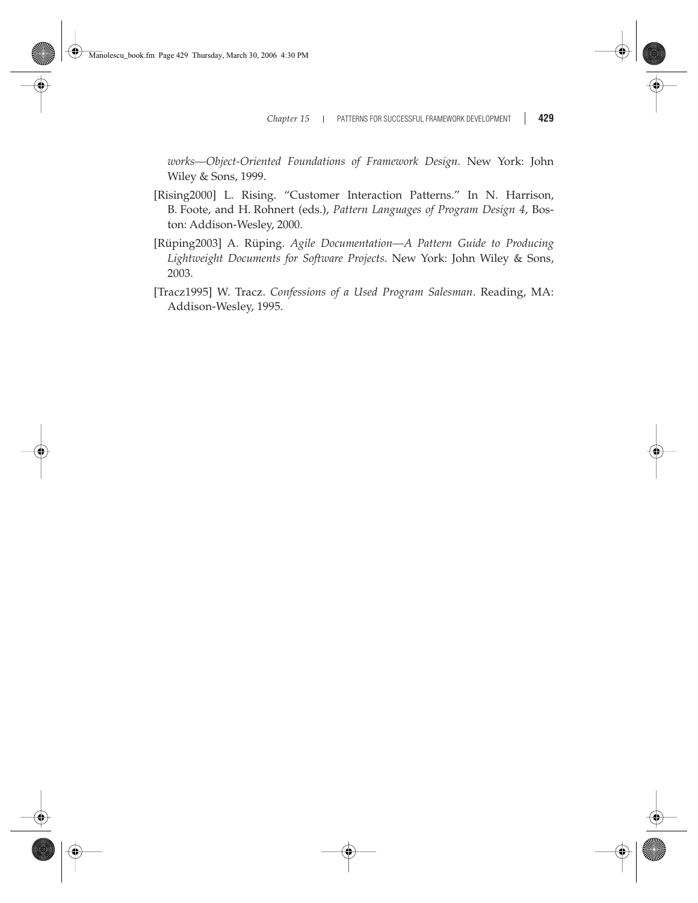*works—Object-Oriented Foundations of Framework Design*. New York: John Wiley & Sons, 1999.

[Rising2000] L. Rising. "Customer Interaction Patterns." In N. Harrison, B. Foote, and H. Rohnert (eds.), *Pattern Languages of Program Design 4*, Boston: Addison-Wesley, 2000.

[Rüping2003] A. Rüping. *Agile Documentation—A Pattern Guide to Producing Lightweight Documents for Software Projects*. New York: John Wiley & Sons, 2003.

[Tracz1995] W. Tracz. *Confessions of a Used Program Salesman*. Reading, MA: Addison-Wesley, 1995.